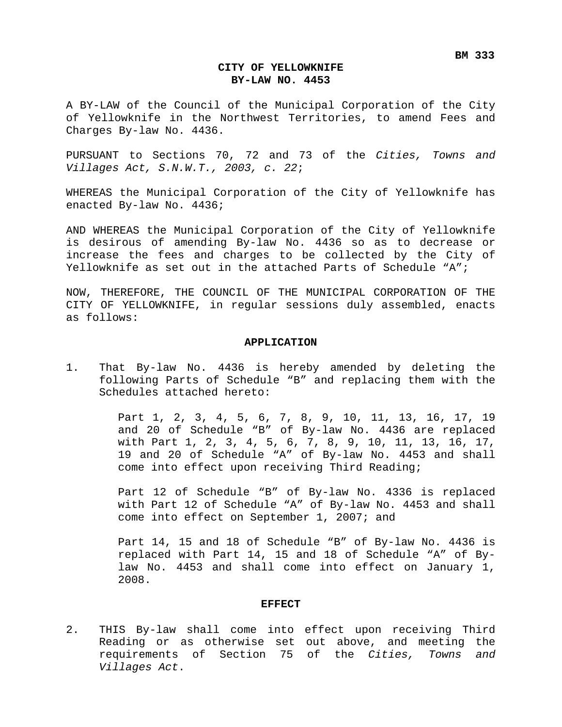**BM 333**

# CITY OF YELLOWKNIFE
## BY-LAW NO. 4453

A BY-LAW of the Council of the Municipal Corporation of the City of Yellowknife in the Northwest Territories, to amend Fees and Charges By-law No. 4436.

PURSUANT to Sections 70, 72 and 73 of the *Cities, Towns and Villages Act, S.N.W.T., 2003, c. 22*;

WHEREAS the Municipal Corporation of the City of Yellowknife has enacted By-law No. 4436;

AND WHEREAS the Municipal Corporation of the City of Yellowknife is desirous of amending By-law No. 4436 so as to decrease or increase the fees and charges to be collected by the City of Yellowknife as set out in the attached Parts of Schedule "A";

NOW, THEREFORE, THE COUNCIL OF THE MUNICIPAL CORPORATION OF THE CITY OF YELLOWKNIFE, in regular sessions duly assembled, enacts as follows:

### APPLICATION

1. That By-law No. 4436 is hereby amended by deleting the following Parts of Schedule "B" and replacing them with the Schedules attached hereto:

   Part 1, 2, 3, 4, 5, 6, 7, 8, 9, 10, 11, 13, 16, 17, 19 and 20 of Schedule "B" of By-law No. 4436 are replaced with Part 1, 2, 3, 4, 5, 6, 7, 8, 9, 10, 11, 13, 16, 17, 19 and 20 of Schedule "A" of By-law No. 4453 and shall come into effect upon receiving Third Reading;

   Part 12 of Schedule "B" of By-law No. 4336 is replaced with Part 12 of Schedule "A" of By-law No. 4453 and shall come into effect on September 1, 2007; and

   Part 14, 15 and 18 of Schedule "B" of By-law No. 4436 is replaced with Part 14, 15 and 18 of Schedule "A" of By-law No. 4453 and shall come into effect on January 1, 2008.

### EFFECT

2. THIS By-law shall come into effect upon receiving Third Reading or as otherwise set out above, and meeting the requirements of Section 75 of the *Cities, Towns and Villages Act*.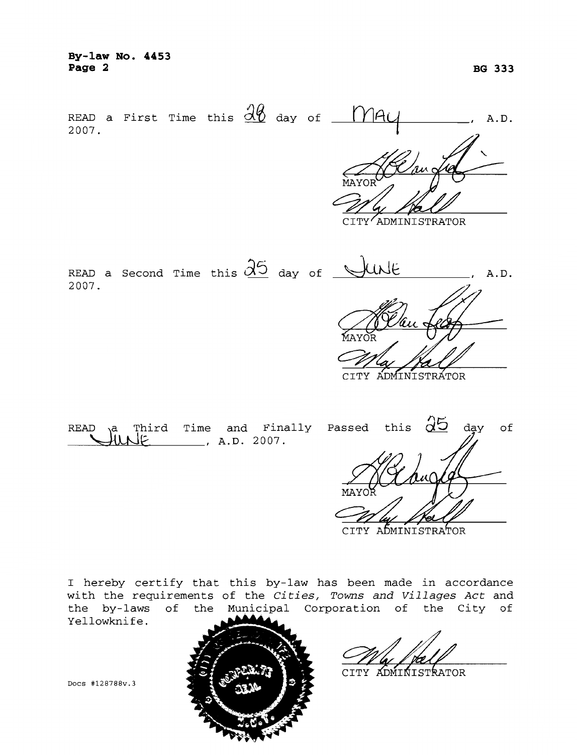**By-law No. 4453**
**Page 2**

**BG 333**

READ a First Time this 28 day of May, A.D. 2007.

MAYOR

CITY ADMINISTRATOR

READ a Second Time this 25 day of June, A.D. 2007.

MAYOR

CITY ADMINISTRATOR

READ a Third Time and Finally Passed this 25 day of June, A.D. 2007.

MAYOR

CITY ADMINISTRATOR

I hereby certify that this by-law has been made in accordance with the requirements of the *Cities, Towns and Villages Act* and the by-laws of the Municipal Corporation of the City of Yellowknife.

CITY ADMINISTRATOR

Docs #128788v.3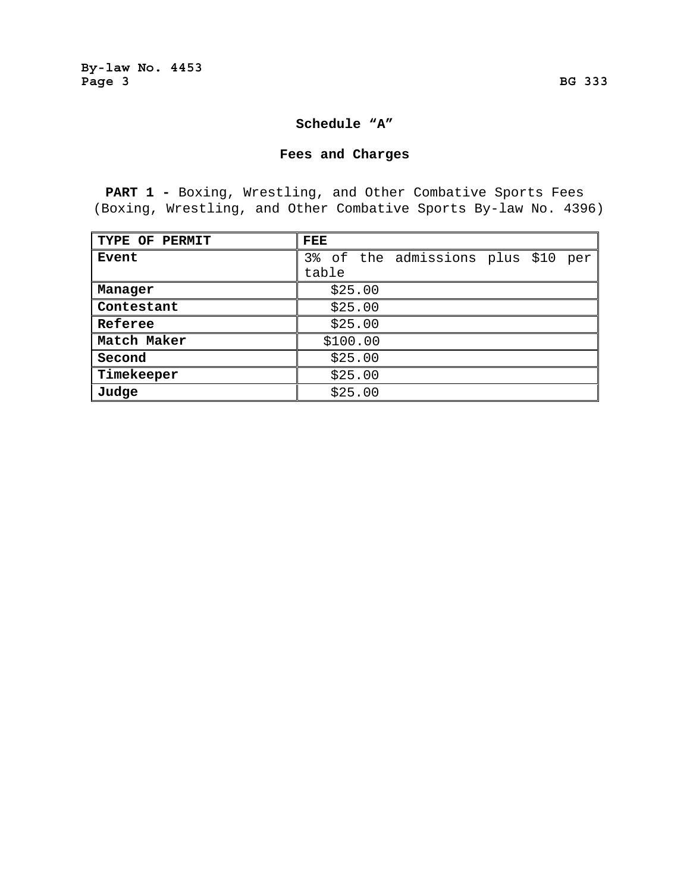## Schedule "A"

## Fees and Charges

**PART 1 -** Boxing, Wrestling, and Other Combative Sports Fees (Boxing, Wrestling, and Other Combative Sports By-law No. 4396)

| TYPE OF PERMIT | FEE |
|---|---|
| **Event** | 3% of the admissions plus $10 per table |
| **Manager** | $25.00 |
| **Contestant** | $25.00 |
| **Referee** | $25.00 |
| **Match Maker** | $100.00 |
| **Second** | $25.00 |
| **Timekeeper** | $25.00 |
| **Judge** | $25.00 |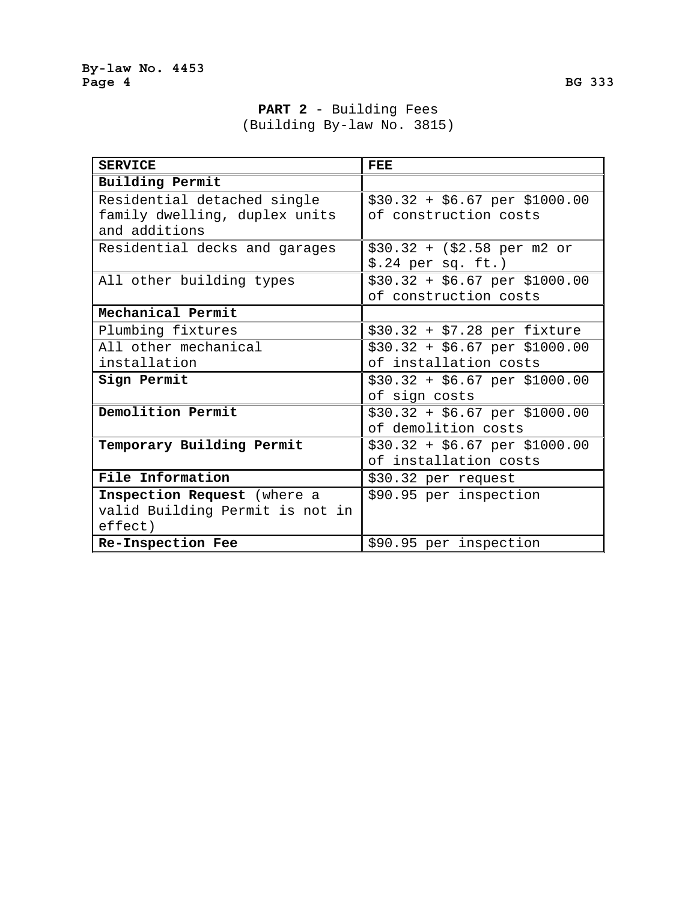## **PART 2** - Building Fees
(Building By-law No. 3815)

| SERVICE | FEE |
|---|---|
| **Building Permit** | |
| Residential detached single family dwelling, duplex units and additions | $30.32 + $6.67 per $1000.00 of construction costs |
| Residential decks and garages | $30.32 + ($2.58 per m2 or $.24 per sq. ft.) |
| All other building types | $30.32 + $6.67 per $1000.00 of construction costs |
| **Mechanical Permit** | |
| Plumbing fixtures | $30.32 + $7.28 per fixture |
| All other mechanical installation | $30.32 + $6.67 per $1000.00 of installation costs |
| **Sign Permit** | $30.32 + $6.67 per $1000.00 of sign costs |
| **Demolition Permit** | $30.32 + $6.67 per $1000.00 of demolition costs |
| **Temporary Building Permit** | $30.32 + $6.67 per $1000.00 of installation costs |
| **File Information** | $30.32 per request |
| **Inspection Request** (where a valid Building Permit is not in effect) | $90.95 per inspection |
| **Re-Inspection Fee** | $90.95 per inspection |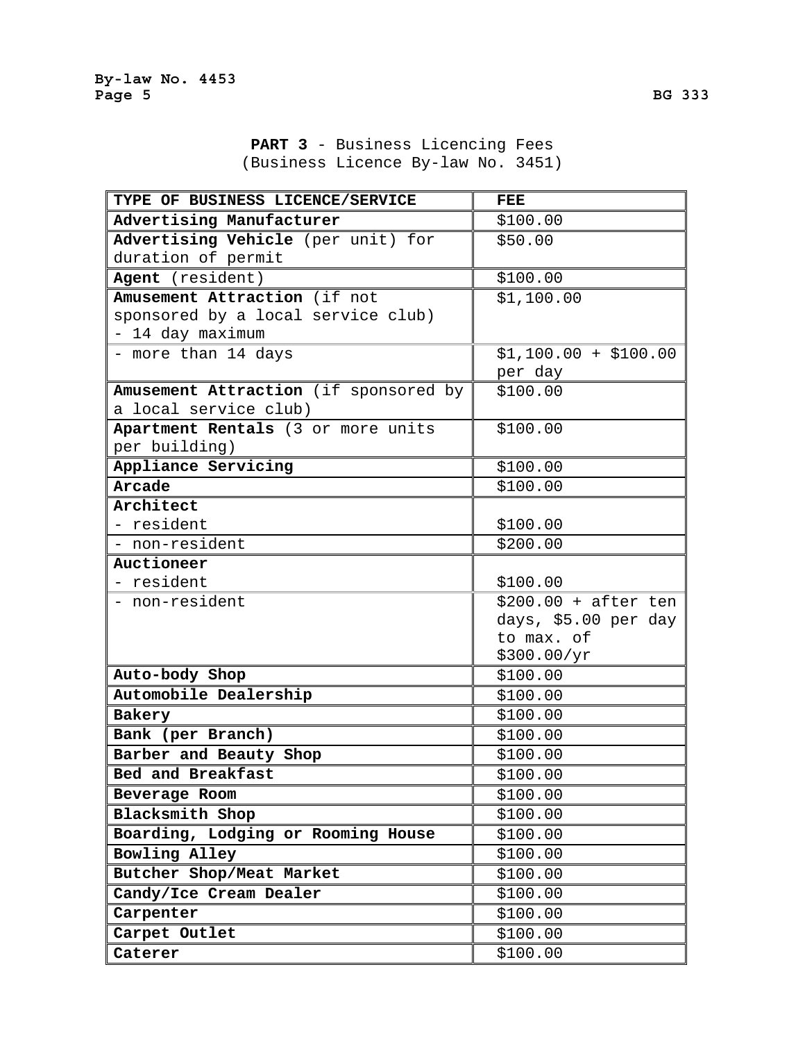**PART 3** - Business Licencing Fees
(Business Licence By-law No. 3451)

| TYPE OF BUSINESS LICENCE/SERVICE | FEE |
|---|---|
| **Advertising Manufacturer** | $100.00 |
| **Advertising Vehicle** (per unit) for duration of permit | $50.00 |
| **Agent** (resident) | $100.00 |
| **Amusement Attraction** (if not sponsored by a local service club) - 14 day maximum | $1,100.00 |
| - more than 14 days | $1,100.00 + $100.00 per day |
| **Amusement Attraction** (if sponsored by a local service club) | $100.00 |
| **Apartment Rentals** (3 or more units per building) | $100.00 |
| **Appliance Servicing** | $100.00 |
| **Arcade** | $100.00 |
| **Architect** - resident | $100.00 |
| - non-resident | $200.00 |
| **Auctioneer** - resident | $100.00 |
| - non-resident | $200.00 + after ten days, $5.00 per day to max. of $300.00/yr |
| **Auto-body Shop** | $100.00 |
| **Automobile Dealership** | $100.00 |
| **Bakery** | $100.00 |
| **Bank (per Branch)** | $100.00 |
| **Barber and Beauty Shop** | $100.00 |
| **Bed and Breakfast** | $100.00 |
| **Beverage Room** | $100.00 |
| **Blacksmith Shop** | $100.00 |
| **Boarding, Lodging or Rooming House** | $100.00 |
| **Bowling Alley** | $100.00 |
| **Butcher Shop/Meat Market** | $100.00 |
| **Candy/Ice Cream Dealer** | $100.00 |
| **Carpenter** | $100.00 |
| **Carpet Outlet** | $100.00 |
| **Caterer** | $100.00 |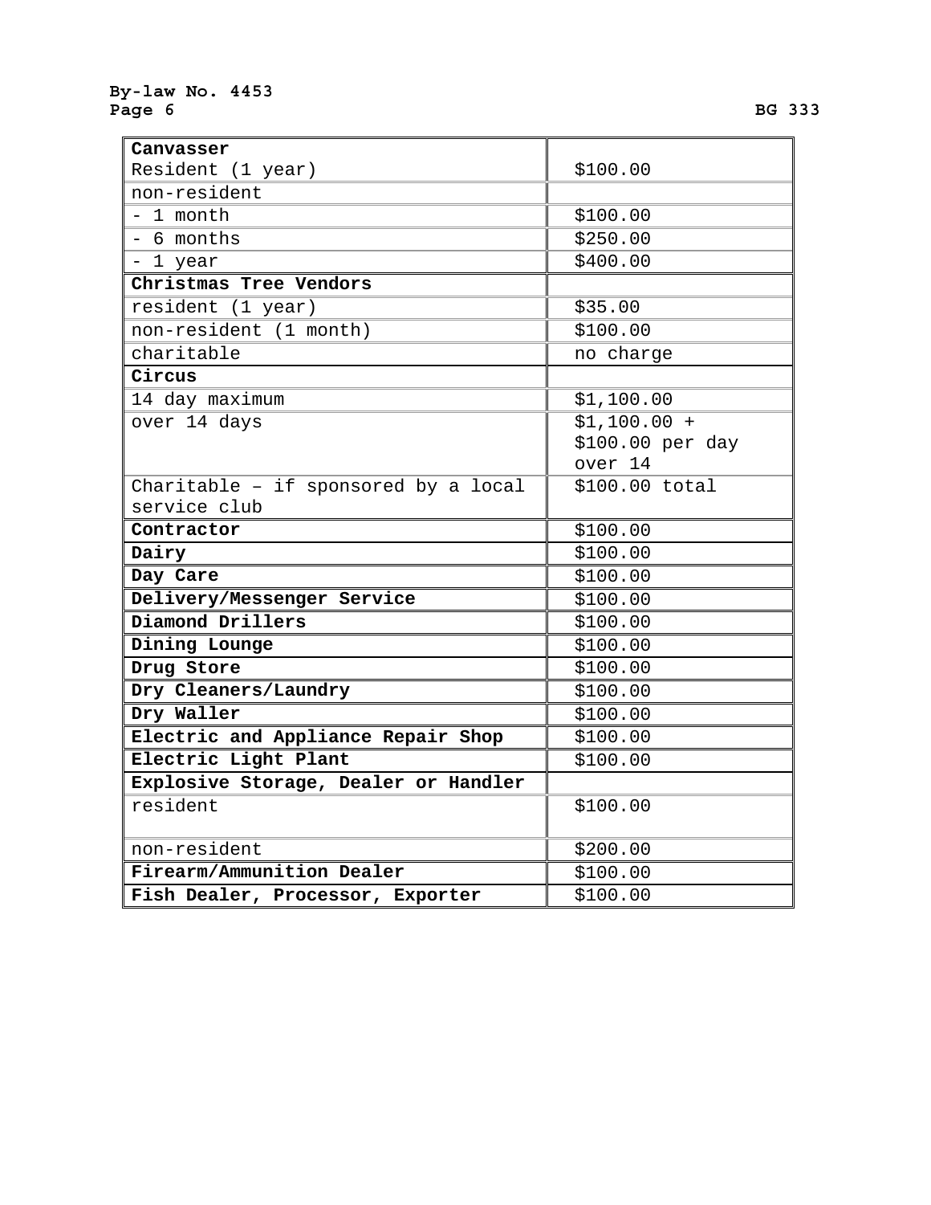| **Canvasser** | |
|---|---|
| Resident (1 year) | $100.00 |
| non-resident | |
| - 1 month | $100.00 |
| - 6 months | $250.00 |
| - 1 year | $400.00 |
| **Christmas Tree Vendors** | |
| resident (1 year) | $35.00 |
| non-resident (1 month) | $100.00 |
| charitable | no charge |
| **Circus** | |
| 14 day maximum | $1,100.00 |
| over 14 days | $1,100.00 + $100.00 per day over 14 |
| Charitable – if sponsored by a local service club | $100.00 total |
| **Contractor** | $100.00 |
| **Dairy** | $100.00 |
| **Day Care** | $100.00 |
| **Delivery/Messenger Service** | $100.00 |
| **Diamond Drillers** | $100.00 |
| **Dining Lounge** | $100.00 |
| **Drug Store** | $100.00 |
| **Dry Cleaners/Laundry** | $100.00 |
| **Dry Waller** | $100.00 |
| **Electric and Appliance Repair Shop** | $100.00 |
| **Electric Light Plant** | $100.00 |
| **Explosive Storage, Dealer or Handler** | |
| resident | $100.00 |
| non-resident | $200.00 |
| **Firearm/Ammunition Dealer** | $100.00 |
| **Fish Dealer, Processor, Exporter** | $100.00 |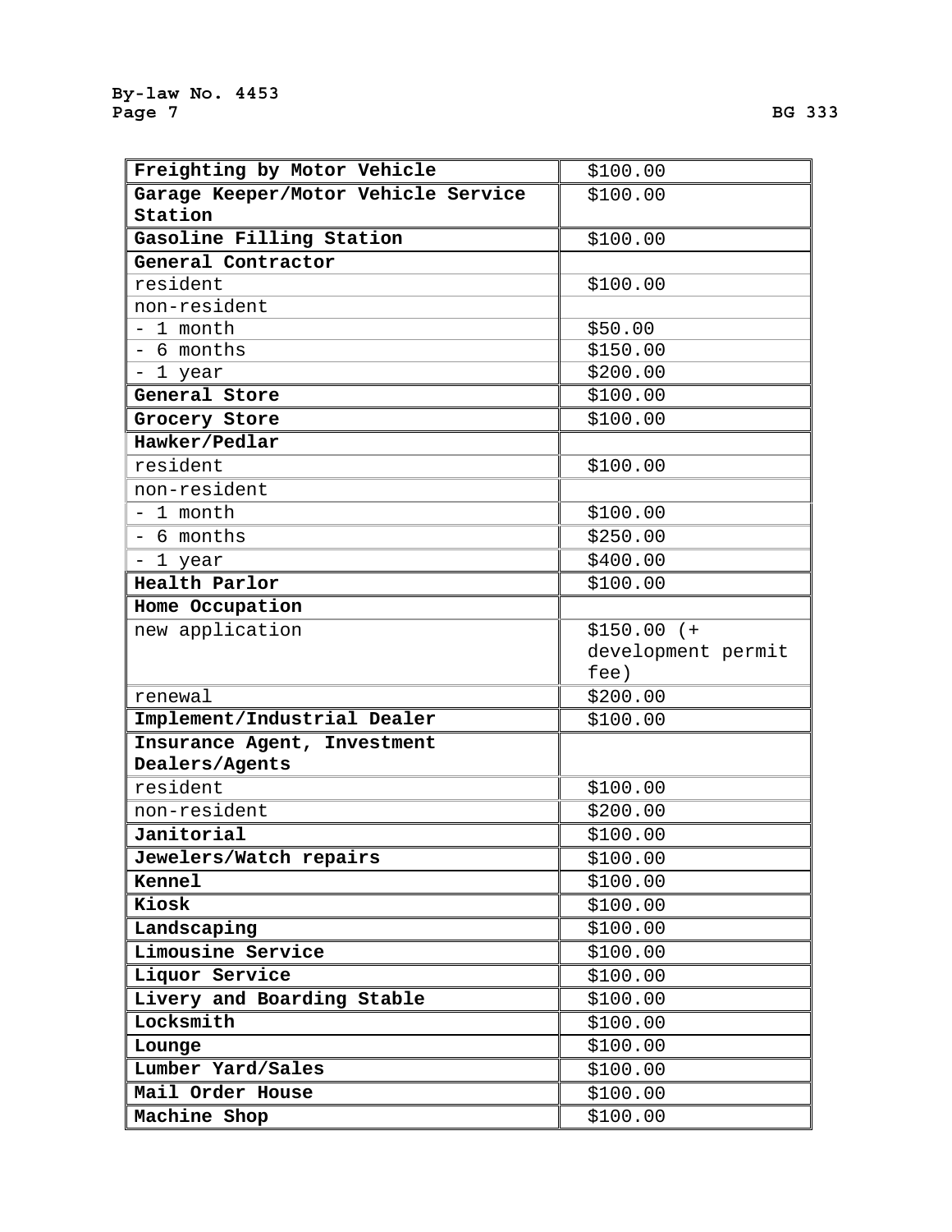| | |
|---|---|
| **Freighting by Motor Vehicle** | $100.00 |
| **Garage Keeper/Motor Vehicle Service Station** | $100.00 |
| **Gasoline Filling Station** | $100.00 |
| **General Contractor** | |
| resident | $100.00 |
| non-resident | |
| - 1 month | $50.00 |
| - 6 months | $150.00 |
| - 1 year | $200.00 |
| **General Store** | $100.00 |
| **Grocery Store** | $100.00 |
| **Hawker/Pedlar** | |
| resident | $100.00 |
| non-resident | |
| - 1 month | $100.00 |
| - 6 months | $250.00 |
| - 1 year | $400.00 |
| **Health Parlor** | $100.00 |
| **Home Occupation** | |
| new application | $150.00 (+ development permit fee) |
| renewal | $200.00 |
| **Implement/Industrial Dealer** | $100.00 |
| **Insurance Agent, Investment Dealers/Agents** | |
| resident | $100.00 |
| non-resident | $200.00 |
| **Janitorial** | $100.00 |
| **Jewelers/Watch repairs** | $100.00 |
| **Kennel** | $100.00 |
| **Kiosk** | $100.00 |
| **Landscaping** | $100.00 |
| **Limousine Service** | $100.00 |
| **Liquor Service** | $100.00 |
| **Livery and Boarding Stable** | $100.00 |
| **Locksmith** | $100.00 |
| **Lounge** | $100.00 |
| **Lumber Yard/Sales** | $100.00 |
| **Mail Order House** | $100.00 |
| **Machine Shop** | $100.00 |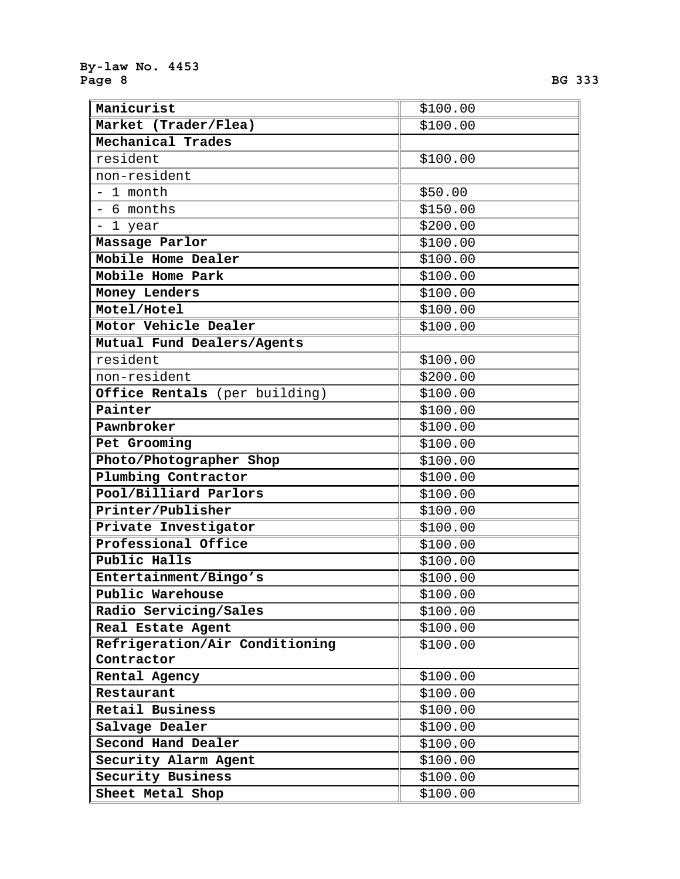| **Manicurist** | $100.00 |
|---|---|
| **Market (Trader/Flea)** | $100.00 |
| **Mechanical Trades** | |
| resident | $100.00 |
| non-resident | |
| - 1 month | $50.00 |
| - 6 months | $150.00 |
| - 1 year | $200.00 |
| **Massage Parlor** | $100.00 |
| **Mobile Home Dealer** | $100.00 |
| **Mobile Home Park** | $100.00 |
| **Money Lenders** | $100.00 |
| **Motel/Hotel** | $100.00 |
| **Motor Vehicle Dealer** | $100.00 |
| **Mutual Fund Dealers/Agents** | |
| resident | $100.00 |
| non-resident | $200.00 |
| **Office Rentals** (per building) | $100.00 |
| **Painter** | $100.00 |
| **Pawnbroker** | $100.00 |
| **Pet Grooming** | $100.00 |
| **Photo/Photographer Shop** | $100.00 |
| **Plumbing Contractor** | $100.00 |
| **Pool/Billiard Parlors** | $100.00 |
| **Printer/Publisher** | $100.00 |
| **Private Investigator** | $100.00 |
| **Professional Office** | $100.00 |
| **Public Halls** | $100.00 |
| **Entertainment/Bingo's** | $100.00 |
| **Public Warehouse** | $100.00 |
| **Radio Servicing/Sales** | $100.00 |
| **Real Estate Agent** | $100.00 |
| **Refrigeration/Air Conditioning Contractor** | $100.00 |
| **Rental Agency** | $100.00 |
| **Restaurant** | $100.00 |
| **Retail Business** | $100.00 |
| **Salvage Dealer** | $100.00 |
| **Second Hand Dealer** | $100.00 |
| **Security Alarm Agent** | $100.00 |
| **Security Business** | $100.00 |
| **Sheet Metal Shop** | $100.00 |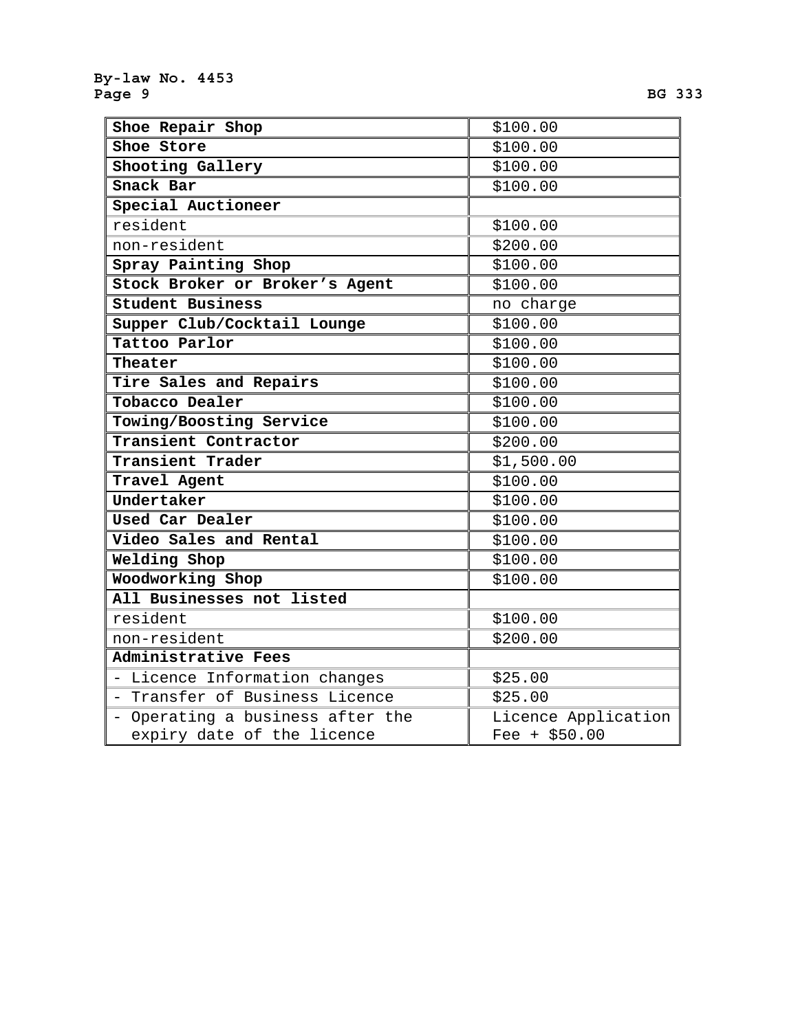| **Shoe Repair Shop** | $100.00 |
|---|---|
| **Shoe Store** | $100.00 |
| **Shooting Gallery** | $100.00 |
| **Snack Bar** | $100.00 |
| **Special Auctioneer** | |
| resident | $100.00 |
| non-resident | $200.00 |
| **Spray Painting Shop** | $100.00 |
| **Stock Broker or Broker's Agent** | $100.00 |
| **Student Business** | no charge |
| **Supper Club/Cocktail Lounge** | $100.00 |
| **Tattoo Parlor** | $100.00 |
| **Theater** | $100.00 |
| **Tire Sales and Repairs** | $100.00 |
| **Tobacco Dealer** | $100.00 |
| **Towing/Boosting Service** | $100.00 |
| **Transient Contractor** | $200.00 |
| **Transient Trader** | $1,500.00 |
| **Travel Agent** | $100.00 |
| **Undertaker** | $100.00 |
| **Used Car Dealer** | $100.00 |
| **Video Sales and Rental** | $100.00 |
| **Welding Shop** | $100.00 |
| **Woodworking Shop** | $100.00 |
| **All Businesses not listed** | |
| resident | $100.00 |
| non-resident | $200.00 |
| **Administrative Fees** | |
| - Licence Information changes | $25.00 |
| - Transfer of Business Licence | $25.00 |
| - Operating a business after the expiry date of the licence | Licence Application Fee + $50.00 |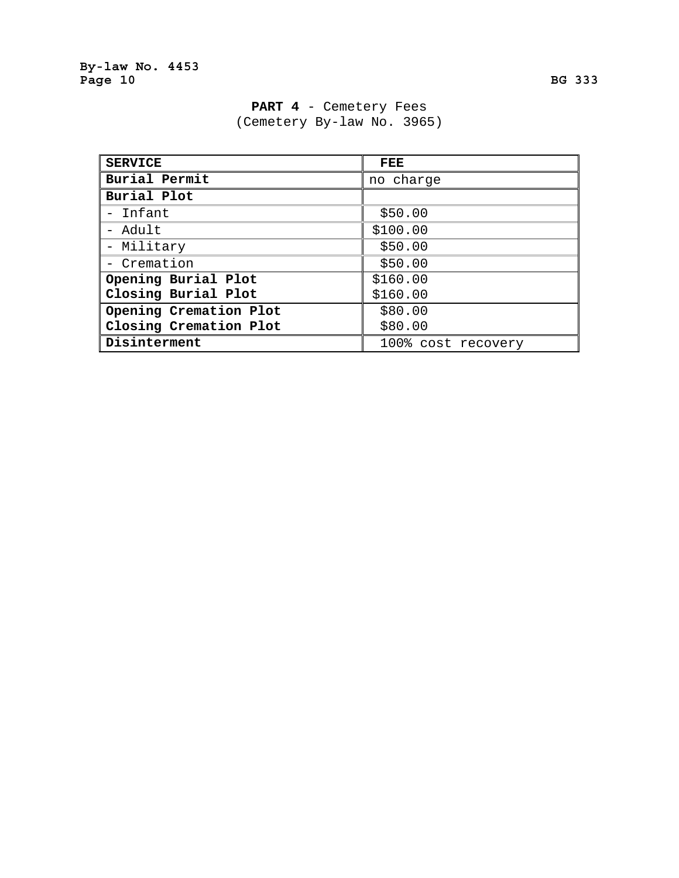## PART 4 - Cemetery Fees
(Cemetery By-law No. 3965)

| SERVICE | FEE |
|---|---|
| **Burial Permit** | no charge |
| **Burial Plot** | |
| - Infant | $50.00 |
| - Adult | $100.00 |
| - Military | $50.00 |
| - Cremation | $50.00 |
| **Opening Burial Plot** | $160.00 |
| **Closing Burial Plot** | $160.00 |
| **Opening Cremation Plot** | $80.00 |
| **Closing Cremation Plot** | $80.00 |
| **Disinterment** | 100% cost recovery |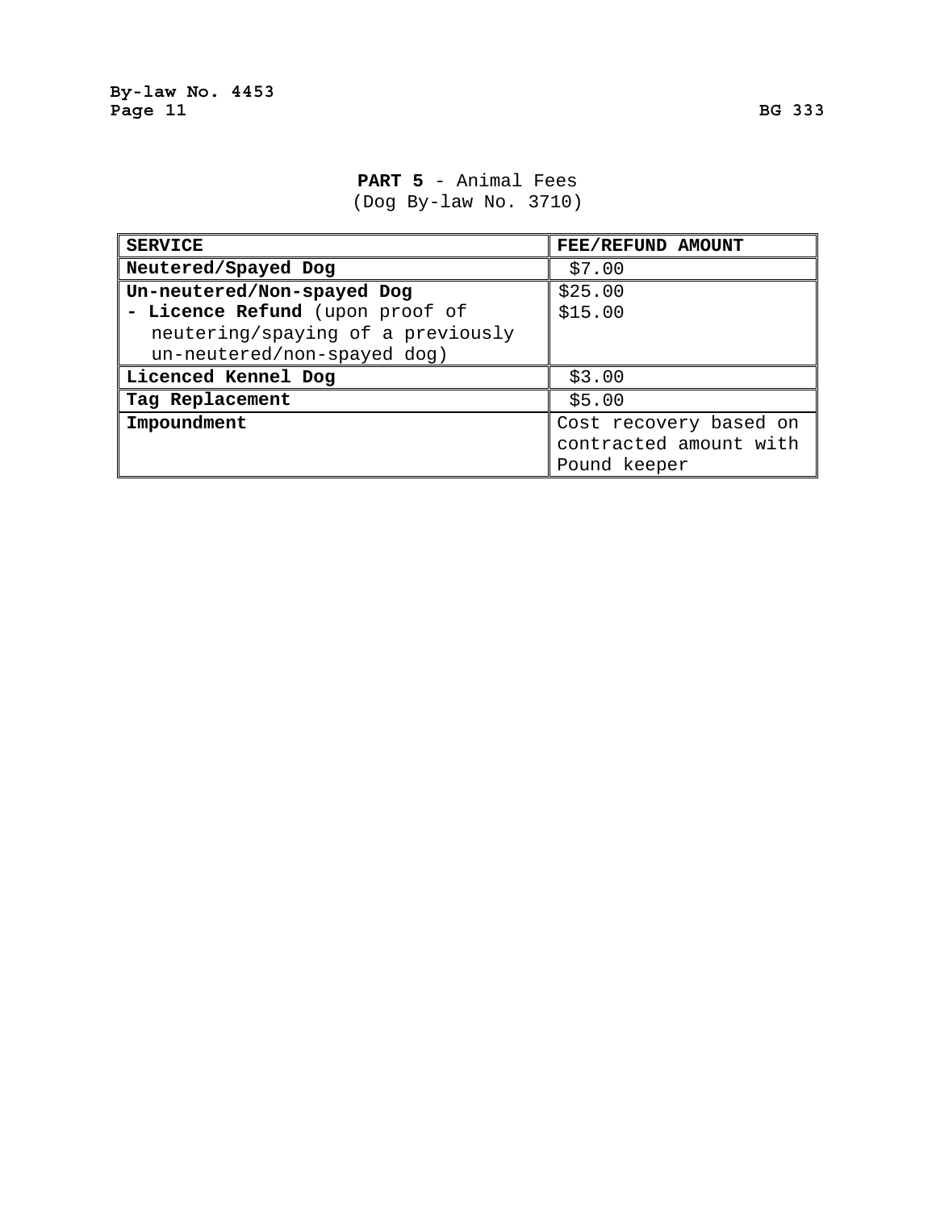## **PART 5** - Animal Fees
(Dog By-law No. 3710)

| SERVICE | FEE/REFUND AMOUNT |
|---|---|
| **Neutered/Spayed Dog** | $7.00 |
| **Un-neutered/Non-spayed Dog**<br>**- Licence Refund** (upon proof of neutering/spaying of a previously un-neutered/non-spayed dog) | $25.00<br>$15.00 |
| **Licenced Kennel Dog** | $3.00 |
| **Tag Replacement** | $5.00 |
| **Impoundment** | Cost recovery based on contracted amount with Pound keeper |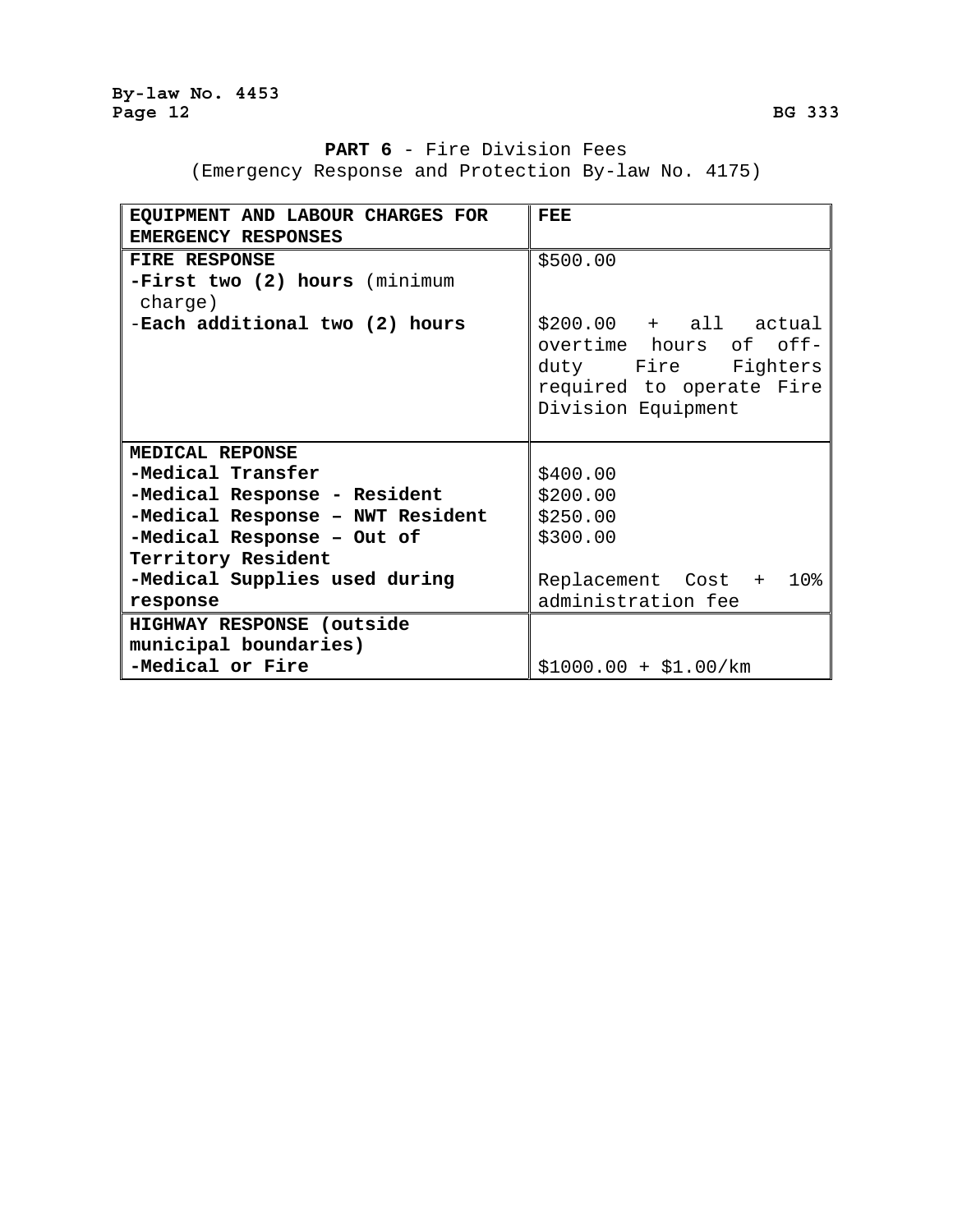**PART 6** - Fire Division Fees
(Emergency Response and Protection By-law No. 4175)

| EQUIPMENT AND LABOUR CHARGES FOR EMERGENCY RESPONSES | FEE |
|---|---|
| **FIRE RESPONSE** | |
| **-First two (2) hours** (minimum charge) | $500.00 |
| -**Each additional two (2) hours** | $200.00 + all actual overtime hours of off-duty Fire Fighters required to operate Fire Division Equipment |
| **MEDICAL REPONSE** | |
| **-Medical Transfer** | $400.00 |
| **-Medical Response - Resident** | $200.00 |
| **-Medical Response – NWT Resident** | $250.00 |
| **-Medical Response – Out of Territory Resident** | $300.00 |
| **-Medical Supplies used during response** | Replacement Cost + 10% administration fee |
| **HIGHWAY RESPONSE (outside municipal boundaries)** | |
| **-Medical or Fire** | $1000.00 + $1.00/km |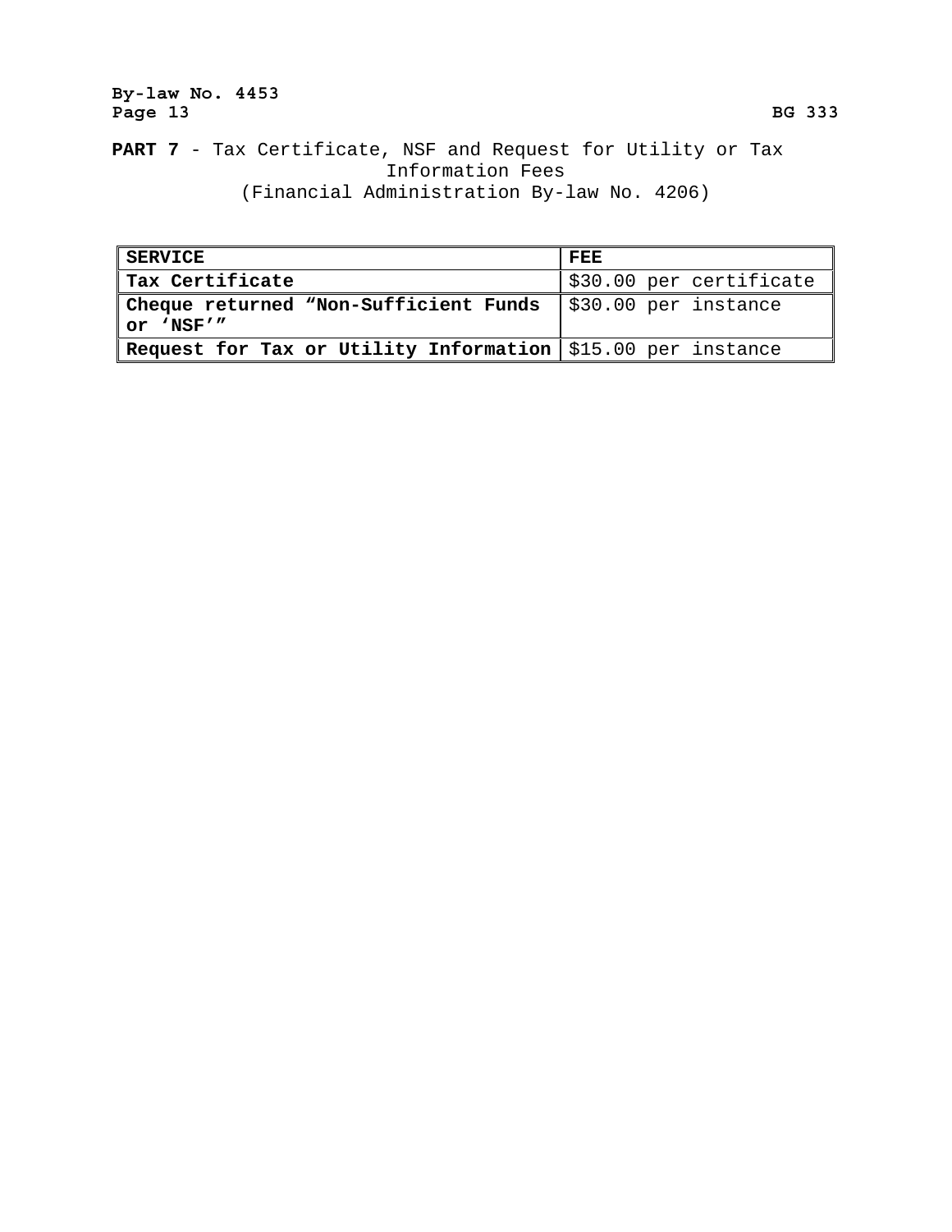**PART 7** - Tax Certificate, NSF and Request for Utility or Tax Information Fees
(Financial Administration By-law No. 4206)

| SERVICE | FEE |
|---|---|
| **Tax Certificate** | $30.00 per certificate |
| **Cheque returned “Non-Sufficient Funds or ‘NSF’”** | $30.00 per instance |
| **Request for Tax or Utility Information** | $15.00 per instance |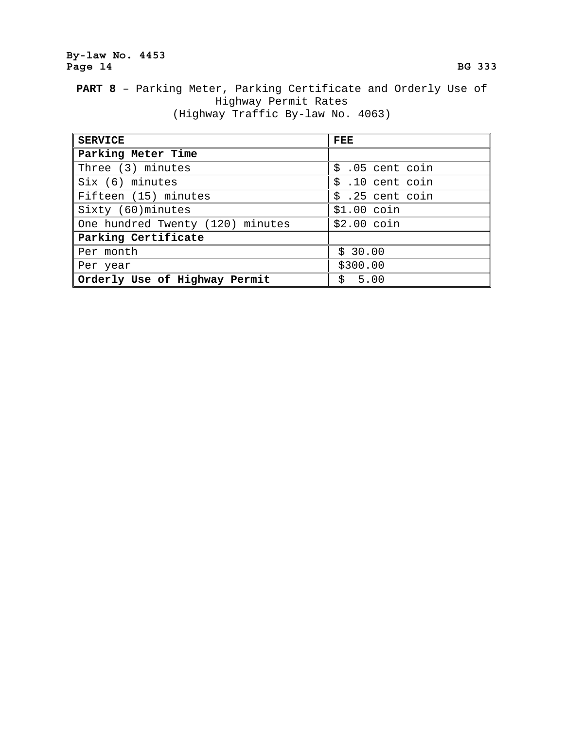**PART 8** – Parking Meter, Parking Certificate and Orderly Use of Highway Permit Rates
(Highway Traffic By-law No. 4063)

| SERVICE | FEE |
|---|---|
| **Parking Meter Time** | |
| Three (3) minutes | $ .05 cent coin |
| Six (6) minutes | $ .10 cent coin |
| Fifteen (15) minutes | $ .25 cent coin |
| Sixty (60)minutes | $1.00 coin |
| One hundred Twenty (120) minutes | $2.00 coin |
| **Parking Certificate** | |
| Per month | $ 30.00 |
| Per year | $300.00 |
| **Orderly Use of Highway Permit** | $ 5.00 |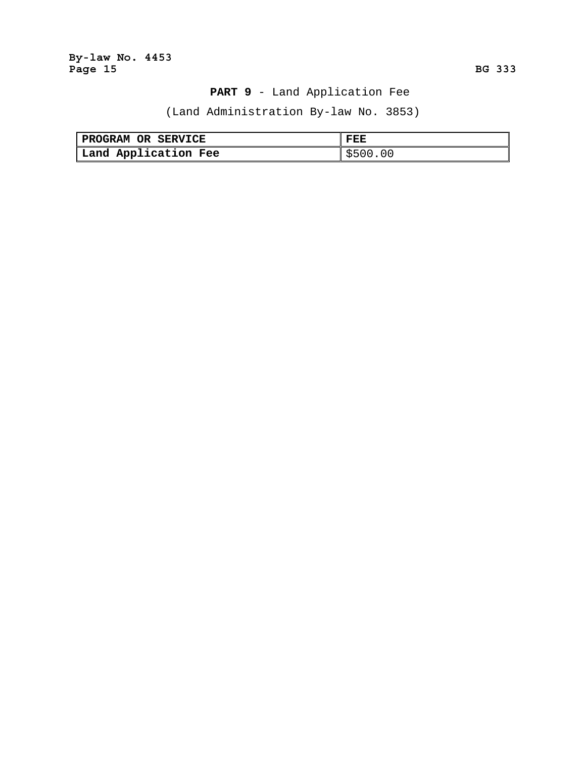## **PART 9** - Land Application Fee

(Land Administration By-law No. 3853)

| **PROGRAM OR SERVICE** | **FEE** |
|---|---|
| **Land Application Fee** | $500.00 |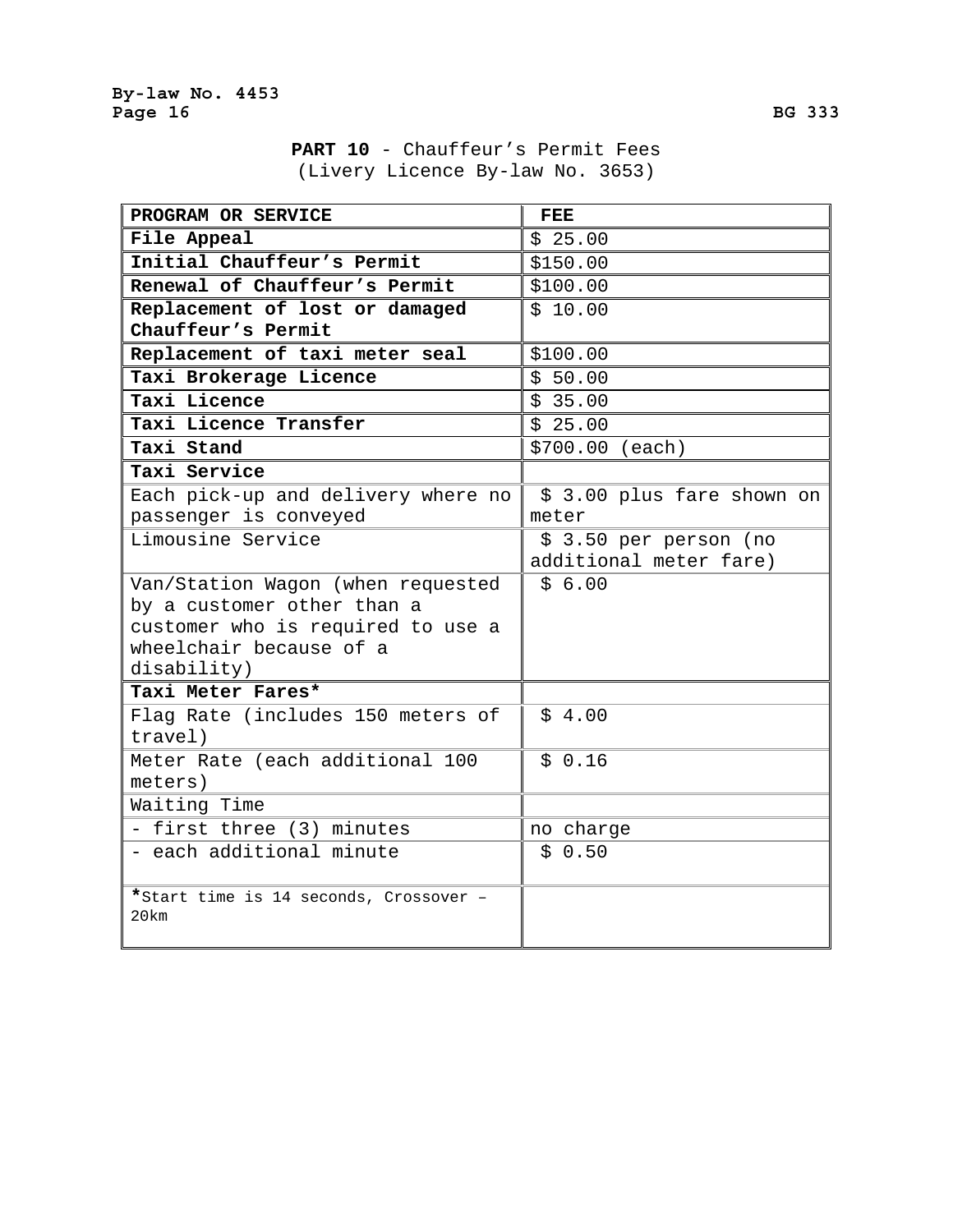**PART 10** - Chauffeur's Permit Fees
(Livery Licence By-law No. 3653)

| PROGRAM OR SERVICE | FEE |
|---|---|
| **File Appeal** | $ 25.00 |
| **Initial Chauffeur's Permit** | $150.00 |
| **Renewal of Chauffeur's Permit** | $100.00 |
| **Replacement of lost or damaged Chauffeur's Permit** | $ 10.00 |
| **Replacement of taxi meter seal** | $100.00 |
| **Taxi Brokerage Licence** | $ 50.00 |
| **Taxi Licence** | $ 35.00 |
| **Taxi Licence Transfer** | $ 25.00 |
| **Taxi Stand** | $700.00 (each) |
| **Taxi Service** | |
| Each pick-up and delivery where no passenger is conveyed | $ 3.00 plus fare shown on meter |
| Limousine Service | $ 3.50 per person (no additional meter fare) |
| Van/Station Wagon (when requested by a customer other than a customer who is required to use a wheelchair because of a disability) | $ 6.00 |
| **Taxi Meter Fares*** | |
| Flag Rate (includes 150 meters of travel) | $ 4.00 |
| Meter Rate (each additional 100 meters) | $ 0.16 |
| Waiting Time | |
| - first three (3) minutes | no charge |
| - each additional minute | $ 0.50 |
| *Start time is 14 seconds, Crossover – 20km | |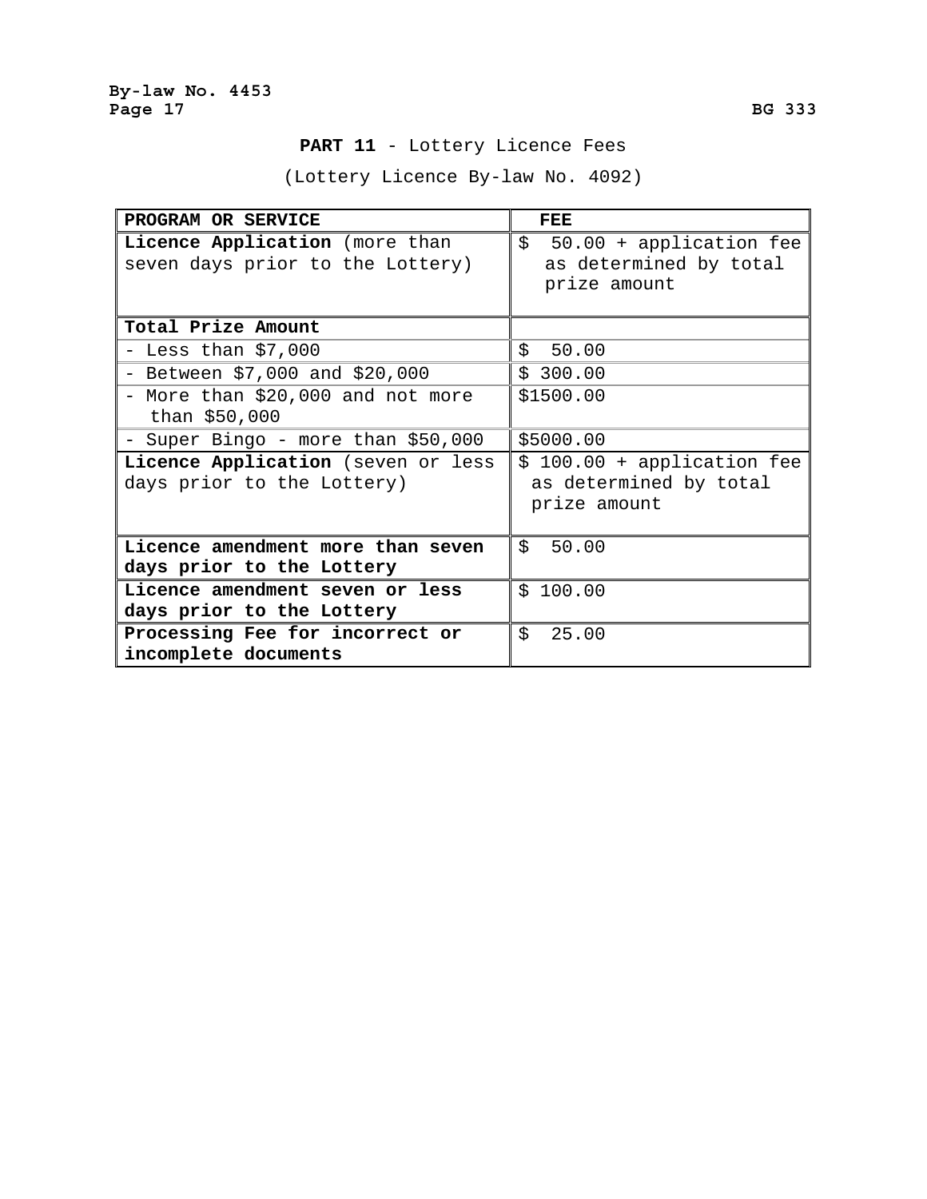**PART 11** - Lottery Licence Fees

(Lottery Licence By-law No. 4092)

| PROGRAM OR SERVICE | FEE |
|---|---|
| **Licence Application** (more than seven days prior to the Lottery) | $ 50.00 + application fee as determined by total prize amount |
| **Total Prize Amount** | |
| - Less than $7,000 | $ 50.00 |
| - Between $7,000 and $20,000 | $ 300.00 |
| - More than $20,000 and not more than $50,000 | $1500.00 |
| - Super Bingo - more than $50,000 | $5000.00 |
| **Licence Application** (seven or less days prior to the Lottery) | $ 100.00 + application fee as determined by total prize amount |
| **Licence amendment more than seven days prior to the Lottery** | $ 50.00 |
| **Licence amendment seven or less days prior to the Lottery** | $ 100.00 |
| **Processing Fee for incorrect or incomplete documents** | $ 25.00 |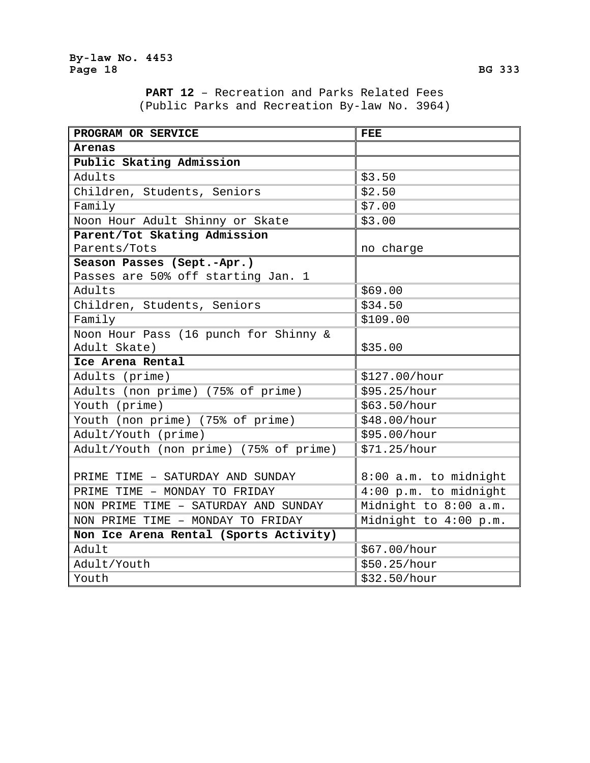**PART 12** – Recreation and Parks Related Fees
(Public Parks and Recreation By-law No. 3964)

| PROGRAM OR SERVICE | FEE |
|---|---|
| **Arenas** | |
| **Public Skating Admission** | |
| Adults | $3.50 |
| Children, Students, Seniors | $2.50 |
| Family | $7.00 |
| Noon Hour Adult Shinny or Skate | $3.00 |
| **Parent/Tot Skating Admission** Parents/Tots | no charge |
| **Season Passes (Sept.-Apr.)** Passes are 50% off starting Jan. 1 | |
| Adults | $69.00 |
| Children, Students, Seniors | $34.50 |
| Family | $109.00 |
| Noon Hour Pass (16 punch for Shinny & Adult Skate) | $35.00 |
| **Ice Arena Rental** | |
| Adults (prime) | $127.00/hour |
| Adults (non prime) (75% of prime) | $95.25/hour |
| Youth (prime) | $63.50/hour |
| Youth (non prime) (75% of prime) | $48.00/hour |
| Adult/Youth (prime) | $95.00/hour |
| Adult/Youth (non prime) (75% of prime) | $71.25/hour |
| PRIME TIME – SATURDAY AND SUNDAY | 8:00 a.m. to midnight |
| PRIME TIME – MONDAY TO FRIDAY | 4:00 p.m. to midnight |
| NON PRIME TIME – SATURDAY AND SUNDAY | Midnight to 8:00 a.m. |
| NON PRIME TIME – MONDAY TO FRIDAY | Midnight to 4:00 p.m. |
| **Non Ice Arena Rental (Sports Activity)** | |
| Adult | $67.00/hour |
| Adult/Youth | $50.25/hour |
| Youth | $32.50/hour |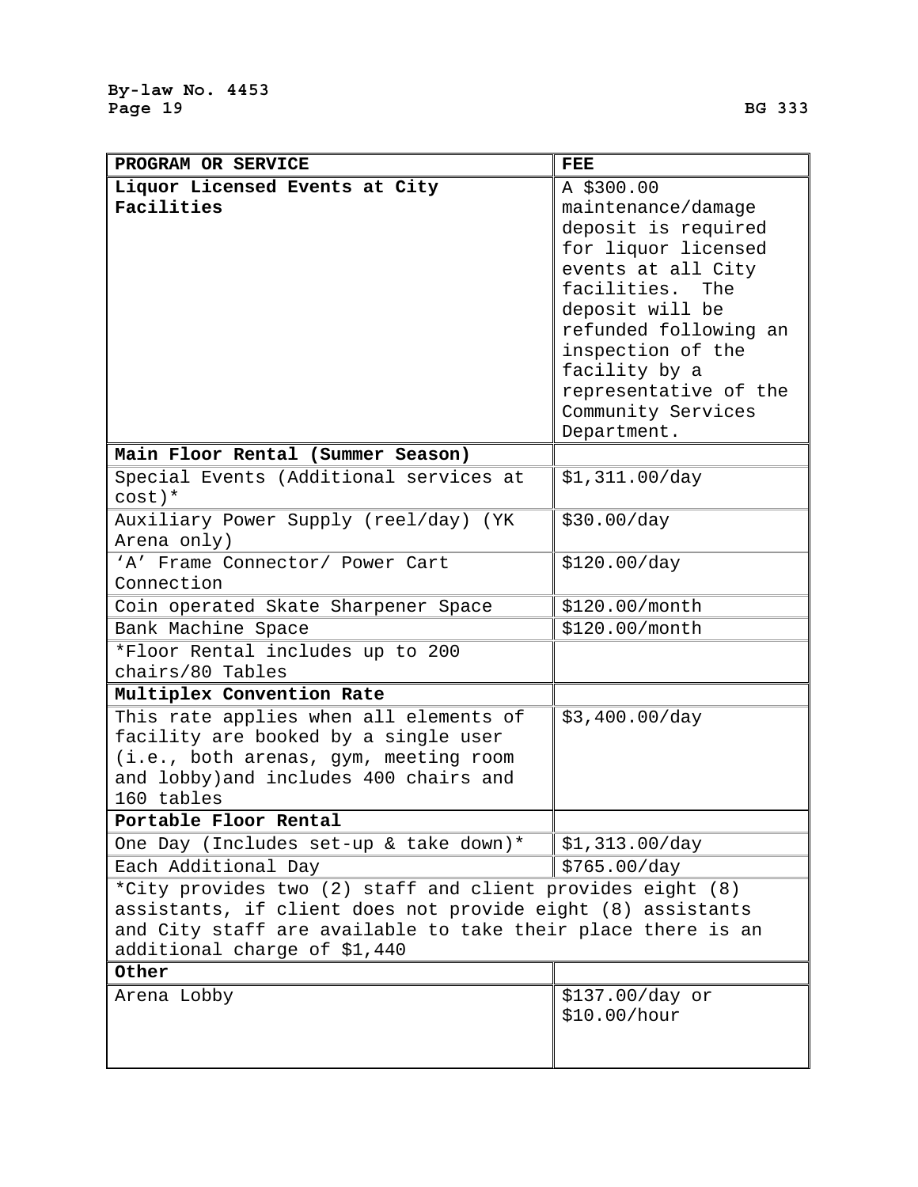| PROGRAM OR SERVICE | FEE |
| --- | --- |
| **Liquor Licensed Events at City Facilities** | A $300.00 maintenance/damage deposit is required for liquor licensed events at all City facilities. The deposit will be refunded following an inspection of the facility by a representative of the Community Services Department. |
| **Main Floor Rental (Summer Season)** | |
| Special Events (Additional services at cost)* | $1,311.00/day |
| Auxiliary Power Supply (reel/day) (YK Arena only) | $30.00/day |
| ‘A’ Frame Connector/ Power Cart Connection | $120.00/day |
| Coin operated Skate Sharpener Space | $120.00/month |
| Bank Machine Space | $120.00/month |
| *Floor Rental includes up to 200 chairs/80 Tables | |
| **Multiplex Convention Rate** | |
| This rate applies when all elements of facility are booked by a single user (i.e., both arenas, gym, meeting room and lobby)and includes 400 chairs and 160 tables | $3,400.00/day |
| **Portable Floor Rental** | |
| One Day (Includes set-up & take down)* | $1,313.00/day |
| Each Additional Day | $765.00/day |
| *City provides two (2) staff and client provides eight (8) assistants, if client does not provide eight (8) assistants and City staff are available to take their place there is an additional charge of $1,440 | |
| **Other** | |
| Arena Lobby | $137.00/day or $10.00/hour |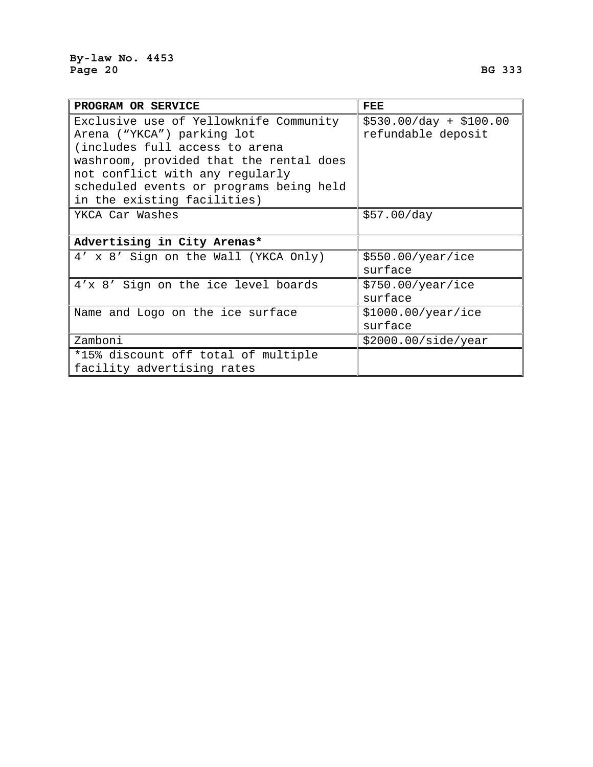| PROGRAM OR SERVICE | FEE |
|---|---|
| Exclusive use of Yellowknife Community Arena (“YKCA”) parking lot (includes full access to arena washroom, provided that the rental does not conflict with any regularly scheduled events or programs being held in the existing facilities) | $530.00/day + $100.00 refundable deposit |
| YKCA Car Washes | $57.00/day |
| **Advertising in City Arenas*** | |
| 4’ x 8’ Sign on the Wall (YKCA Only) | $550.00/year/ice surface |
| 4’x 8’ Sign on the ice level boards | $750.00/year/ice surface |
| Name and Logo on the ice surface | $1000.00/year/ice surface |
| Zamboni | $2000.00/side/year |
| *15% discount off total of multiple facility advertising rates | |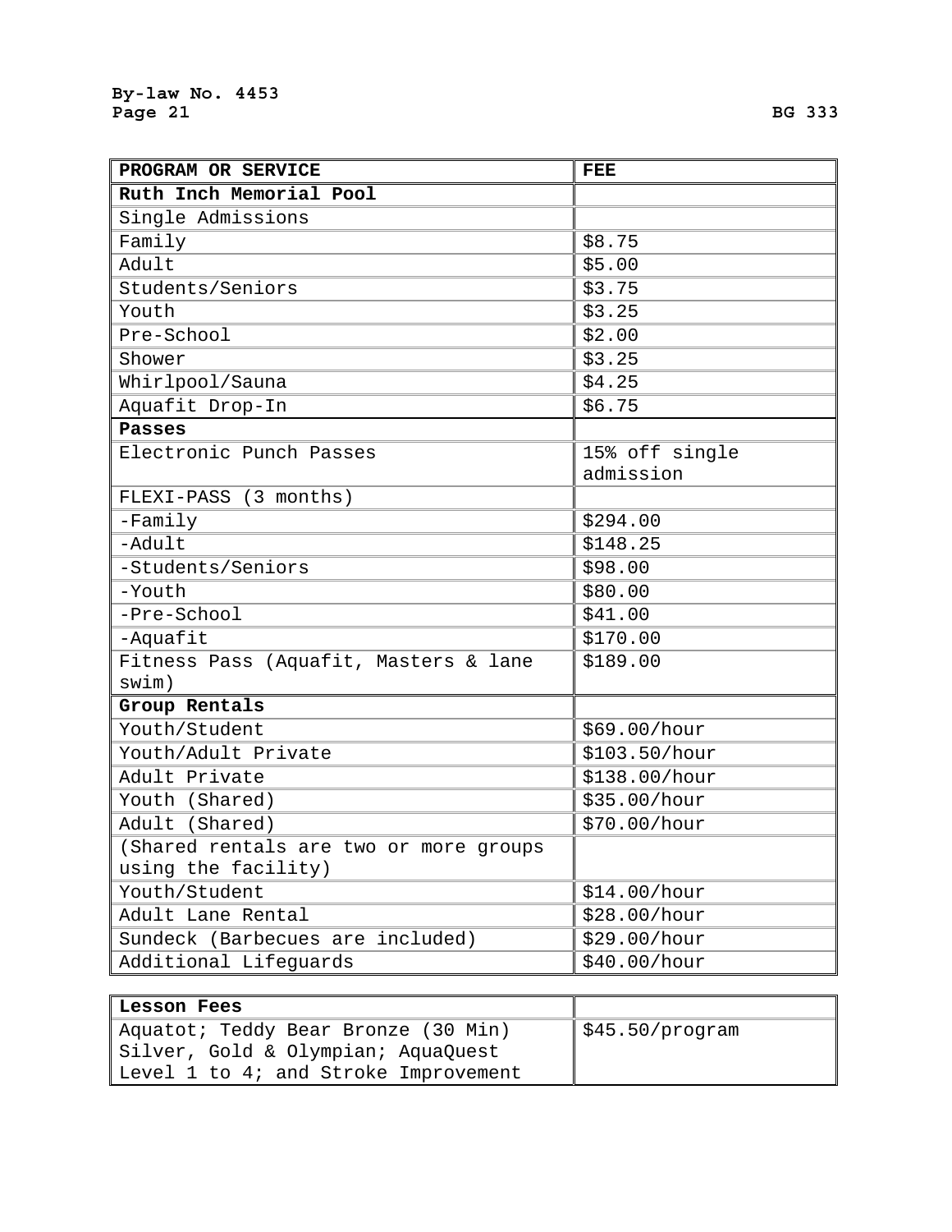| PROGRAM OR SERVICE | FEE |
| --- | --- |
| **Ruth Inch Memorial Pool** | |
| Single Admissions | |
| Family | $8.75 |
| Adult | $5.00 |
| Students/Seniors | $3.75 |
| Youth | $3.25 |
| Pre-School | $2.00 |
| Shower | $3.25 |
| Whirlpool/Sauna | $4.25 |
| Aquafit Drop-In | $6.75 |
| **Passes** | |
| Electronic Punch Passes | 15% off single admission |
| FLEXI-PASS (3 months) | |
| -Family | $294.00 |
| -Adult | $148.25 |
| -Students/Seniors | $98.00 |
| -Youth | $80.00 |
| -Pre-School | $41.00 |
| -Aquafit | $170.00 |
| Fitness Pass (Aquafit, Masters & lane swim) | $189.00 |
| **Group Rentals** | |
| Youth/Student | $69.00/hour |
| Youth/Adult Private | $103.50/hour |
| Adult Private | $138.00/hour |
| Youth (Shared) | $35.00/hour |
| Adult (Shared) | $70.00/hour |
| (Shared rentals are two or more groups using the facility) | |
| Youth/Student | $14.00/hour |
| Adult Lane Rental | $28.00/hour |
| Sundeck (Barbecues are included) | $29.00/hour |
| Additional Lifeguards | $40.00/hour |

| Lesson Fees | |
| --- | --- |
| Aquatot; Teddy Bear Bronze (30 Min) Silver, Gold & Olympian; AquaQuest Level 1 to 4; and Stroke Improvement | $45.50/program |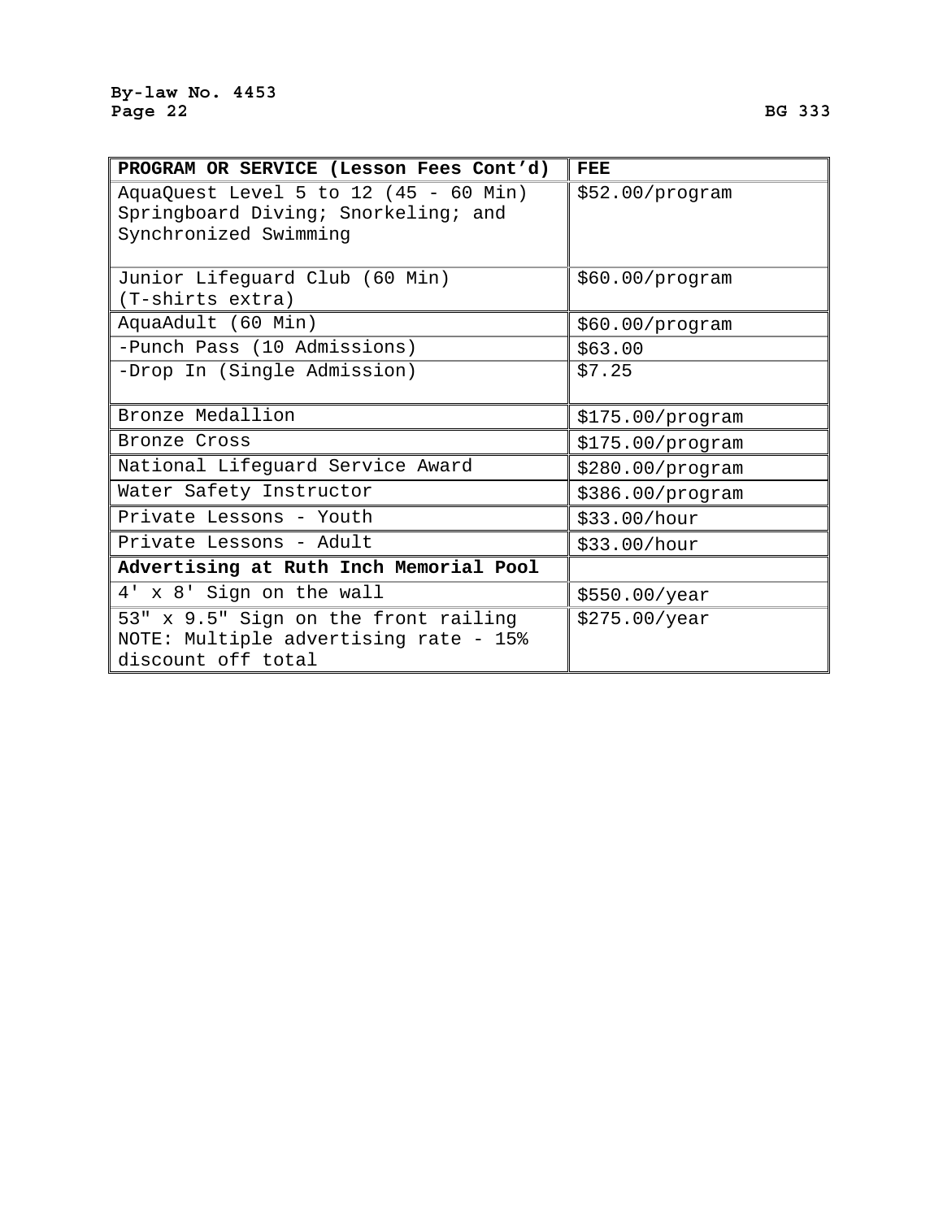| PROGRAM OR SERVICE (Lesson Fees Cont'd) | FEE |
|---|---|
| AquaQuest Level 5 to 12 (45 - 60 Min) Springboard Diving; Snorkeling; and Synchronized Swimming | $52.00/program |
| Junior Lifeguard Club (60 Min) (T-shirts extra) | $60.00/program |
| AquaAdult (60 Min) | $60.00/program |
| -Punch Pass (10 Admissions) | $63.00 |
| -Drop In (Single Admission) | $7.25 |
| Bronze Medallion | $175.00/program |
| Bronze Cross | $175.00/program |
| National Lifeguard Service Award | $280.00/program |
| Water Safety Instructor | $386.00/program |
| Private Lessons - Youth | $33.00/hour |
| Private Lessons - Adult | $33.00/hour |
| **Advertising at Ruth Inch Memorial Pool** | |
| 4' x 8' Sign on the wall | $550.00/year |
| 53" x 9.5" Sign on the front railing NOTE: Multiple advertising rate - 15% discount off total | $275.00/year |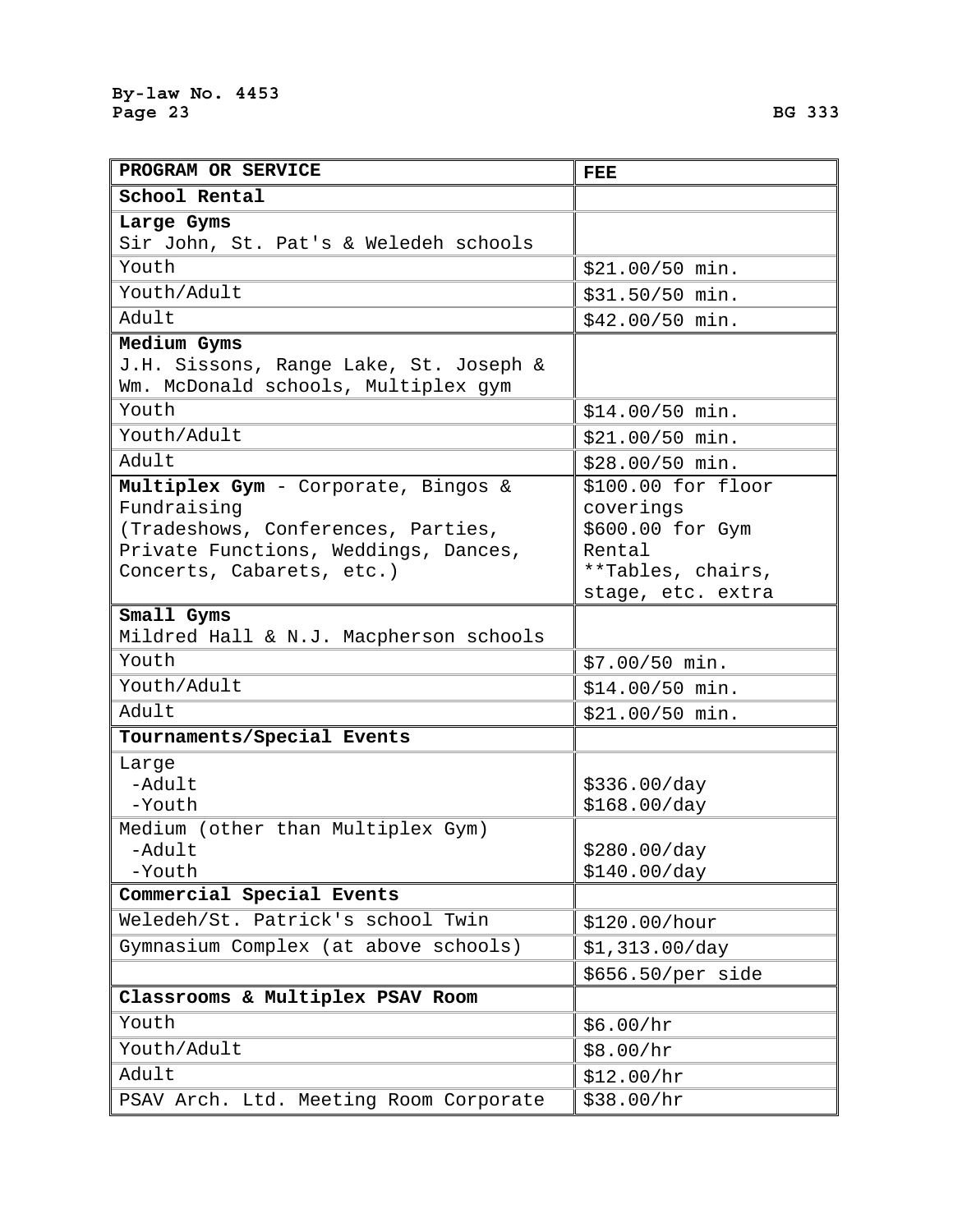| PROGRAM OR SERVICE | FEE |
|---|---|
| **School Rental** | |
| **Large Gyms**<br>Sir John, St. Pat's & Weledeh schools | |
| Youth | $21.00/50 min. |
| Youth/Adult | $31.50/50 min. |
| Adult | $42.00/50 min. |
| **Medium Gyms**<br>J.H. Sissons, Range Lake, St. Joseph & Wm. McDonald schools, Multiplex gym | |
| Youth | $14.00/50 min. |
| Youth/Adult | $21.00/50 min. |
| Adult | $28.00/50 min. |
| **Multiplex Gym** - Corporate, Bingos & Fundraising<br>(Tradeshows, Conferences, Parties, Private Functions, Weddings, Dances, Concerts, Cabarets, etc.) | $100.00 for floor coverings<br>$600.00 for Gym Rental<br>**Tables, chairs, stage, etc. extra |
| **Small Gyms**<br>Mildred Hall & N.J. Macpherson schools | |
| Youth | $7.00/50 min. |
| Youth/Adult | $14.00/50 min. |
| Adult | $21.00/50 min. |
| **Tournaments/Special Events** | |
| Large<br>-Adult<br>-Youth | <br>$336.00/day<br>$168.00/day |
| Medium (other than Multiplex Gym)<br>-Adult<br>-Youth | <br>$280.00/day<br>$140.00/day |
| **Commercial Special Events** | |
| Weledeh/St. Patrick's school Twin | $120.00/hour |
| Gymnasium Complex (at above schools) | $1,313.00/day |
| | $656.50/per side |
| **Classrooms & Multiplex PSAV Room** | |
| Youth | $6.00/hr |
| Youth/Adult | $8.00/hr |
| Adult | $12.00/hr |
| PSAV Arch. Ltd. Meeting Room Corporate | $38.00/hr |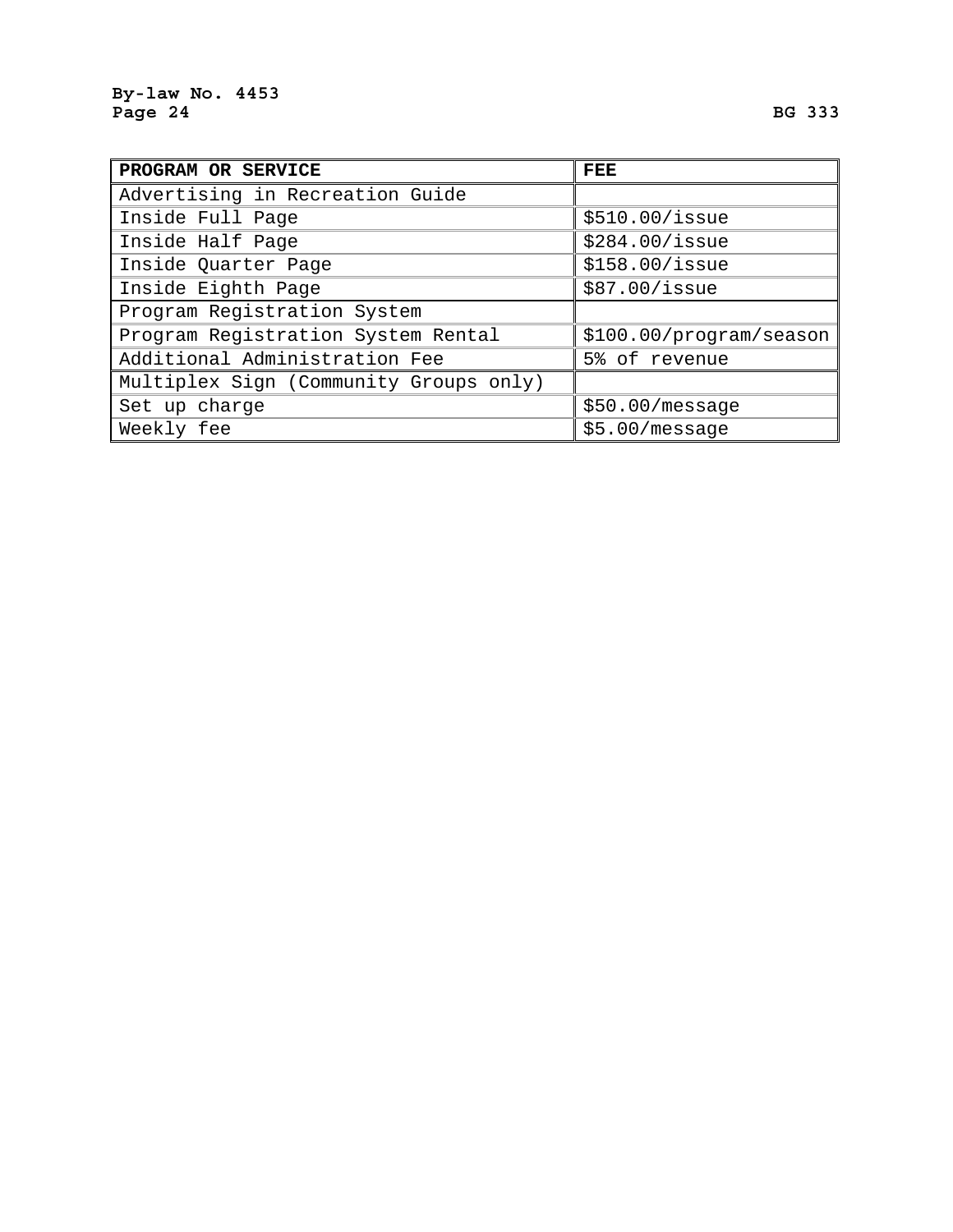| PROGRAM OR SERVICE | FEE |
|---|---|
| Advertising in Recreation Guide | |
| Inside Full Page | $510.00/issue |
| Inside Half Page | $284.00/issue |
| Inside Quarter Page | $158.00/issue |
| Inside Eighth Page | $87.00/issue |
| Program Registration System | |
| Program Registration System Rental | $100.00/program/season |
| Additional Administration Fee | 5% of revenue |
| Multiplex Sign (Community Groups only) | |
| Set up charge | $50.00/message |
| Weekly fee | $5.00/message |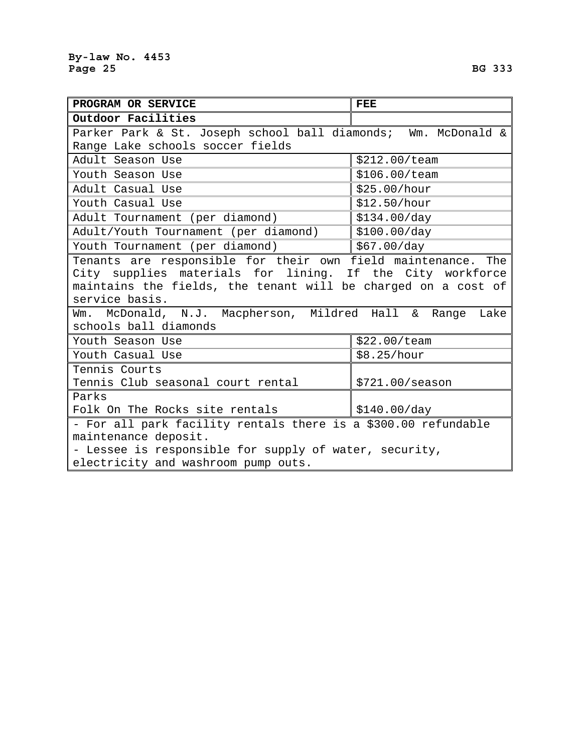| PROGRAM OR SERVICE | FEE |
| --- | --- |
| **Outdoor Facilities** | |
| Parker Park & St. Joseph school ball diamonds; Wm. McDonald & Range Lake schools soccer fields | |
| Adult Season Use | $212.00/team |
| Youth Season Use | $106.00/team |
| Adult Casual Use | $25.00/hour |
| Youth Casual Use | $12.50/hour |
| Adult Tournament (per diamond) | $134.00/day |
| Adult/Youth Tournament (per diamond) | $100.00/day |
| Youth Tournament (per diamond) | $67.00/day |
| Tenants are responsible for their own field maintenance. The City supplies materials for lining. If the City workforce maintains the fields, the tenant will be charged on a cost of service basis. | |
| Wm. McDonald, N.J. Macpherson, Mildred Hall & Range Lake schools ball diamonds | |
| Youth Season Use | $22.00/team |
| Youth Casual Use | $8.25/hour |
| Tennis Courts<br>Tennis Club seasonal court rental | $721.00/season |
| Parks<br>Folk On The Rocks site rentals | $140.00/day |
| - For all park facility rentals there is a $300.00 refundable maintenance deposit.<br>- Lessee is responsible for supply of water, security, electricity and washroom pump outs. | |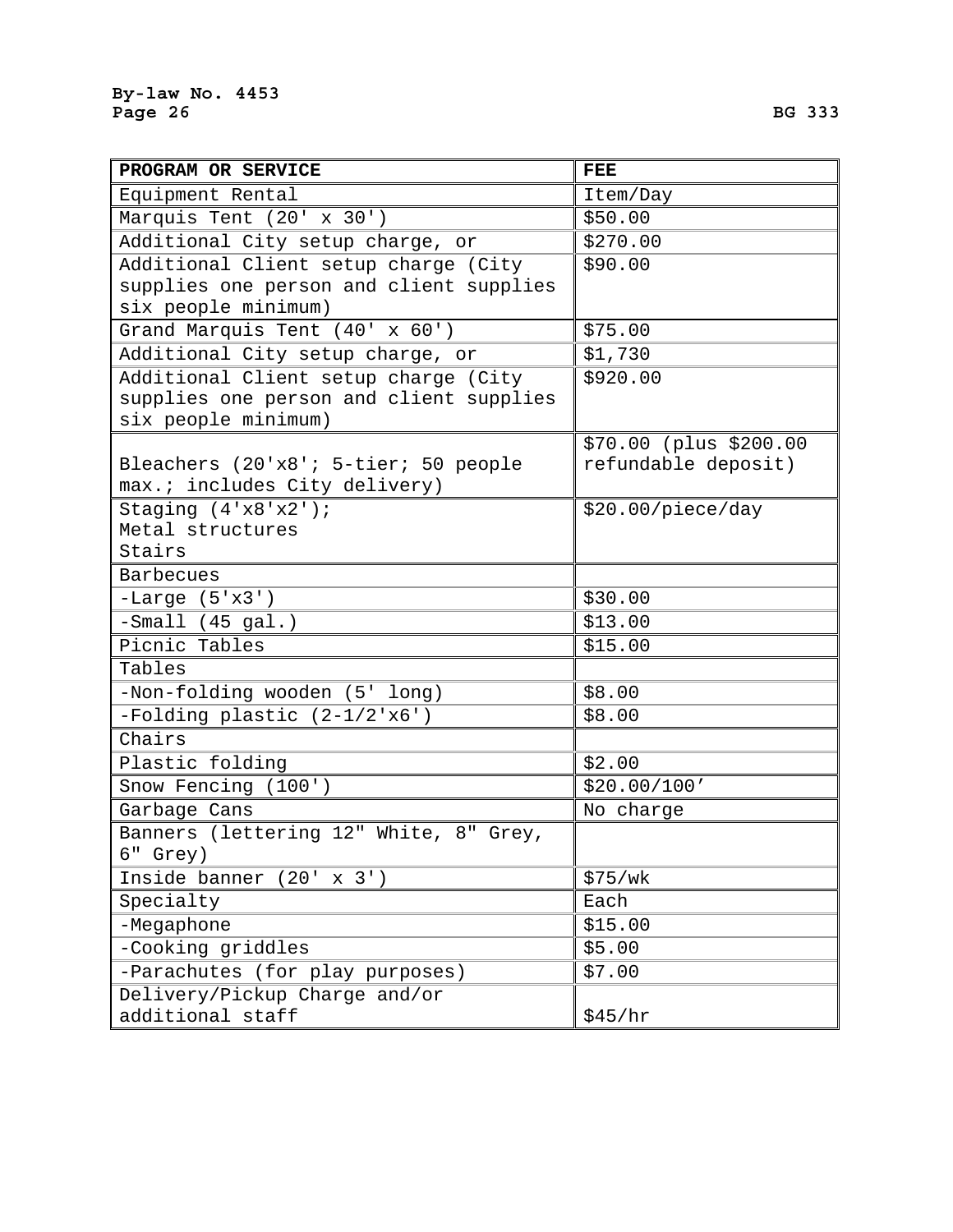| PROGRAM OR SERVICE | FEE |
|---|---|
| Equipment Rental | Item/Day |
| Marquis Tent (20' x 30') | $50.00 |
| Additional City setup charge, or | $270.00 |
| Additional Client setup charge (City supplies one person and client supplies six people minimum) | $90.00 |
| Grand Marquis Tent (40' x 60') | $75.00 |
| Additional City setup charge, or | $1,730 |
| Additional Client setup charge (City supplies one person and client supplies six people minimum) | $920.00 |
| Bleachers (20'x8'; 5-tier; 50 people max.; includes City delivery) | $70.00 (plus $200.00 refundable deposit) |
| Staging (4'x8'x2');<br>Metal structures<br>Stairs | $20.00/piece/day |
| Barbecues | |
| -Large (5'x3') | $30.00 |
| -Small (45 gal.) | $13.00 |
| Picnic Tables | $15.00 |
| Tables | |
| -Non-folding wooden (5' long) | $8.00 |
| -Folding plastic (2-1/2'x6') | $8.00 |
| Chairs | |
| Plastic folding | $2.00 |
| Snow Fencing (100') | $20.00/100' |
| Garbage Cans | No charge |
| Banners (lettering 12" White, 8" Grey, 6" Grey) | |
| Inside banner (20' x 3') | $75/wk |
| Specialty | Each |
| -Megaphone | $15.00 |
| -Cooking griddles | $5.00 |
| -Parachutes (for play purposes) | $7.00 |
| Delivery/Pickup Charge and/or additional staff | $45/hr |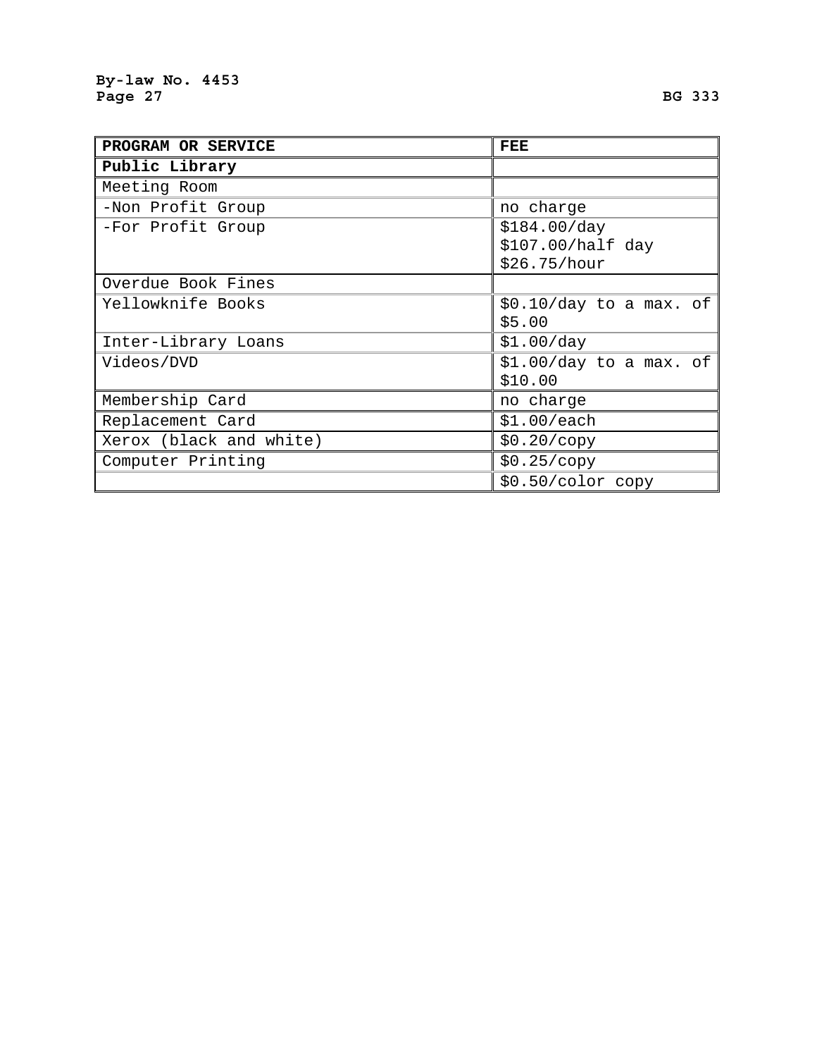| PROGRAM OR SERVICE | FEE |
|---|---|
| **Public Library** | |
| Meeting Room | |
| -Non Profit Group | no charge |
| -For Profit Group | $184.00/day<br>$107.00/half day<br>$26.75/hour |
| Overdue Book Fines | |
| Yellowknife Books | $0.10/day to a max. of $5.00 |
| Inter-Library Loans | $1.00/day |
| Videos/DVD | $1.00/day to a max. of $10.00 |
| Membership Card | no charge |
| Replacement Card | $1.00/each |
| Xerox (black and white) | $0.20/copy |
| Computer Printing | $0.25/copy |
| | $0.50/color copy |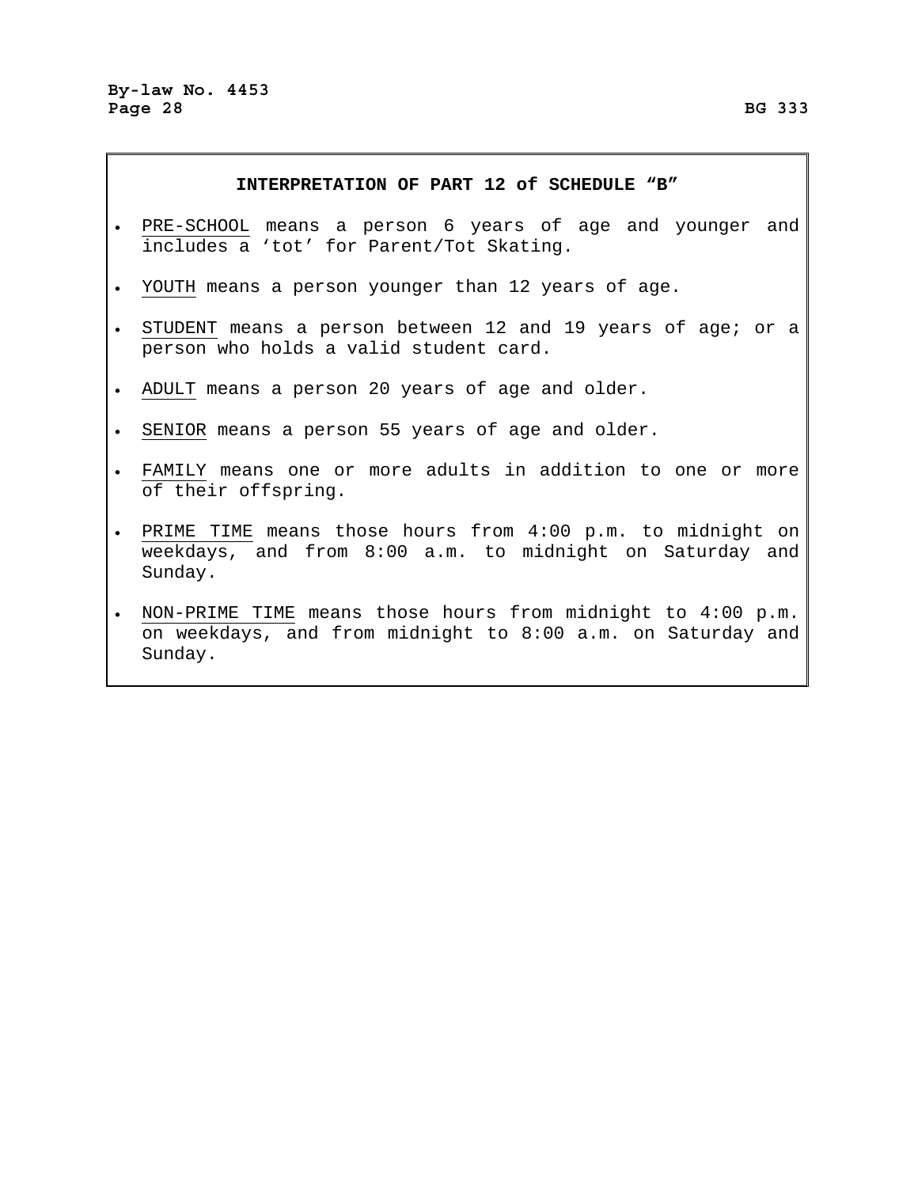## INTERPRETATION OF PART 12 of SCHEDULE "B"

- PRE-SCHOOL means a person 6 years of age and younger and includes a 'tot' for Parent/Tot Skating.
- YOUTH means a person younger than 12 years of age.
- STUDENT means a person between 12 and 19 years of age; or a person who holds a valid student card.
- ADULT means a person 20 years of age and older.
- SENIOR means a person 55 years of age and older.
- FAMILY means one or more adults in addition to one or more of their offspring.
- PRIME TIME means those hours from 4:00 p.m. to midnight on weekdays, and from 8:00 a.m. to midnight on Saturday and Sunday.
- NON-PRIME TIME means those hours from midnight to 4:00 p.m. on weekdays, and from midnight to 8:00 a.m. on Saturday and Sunday.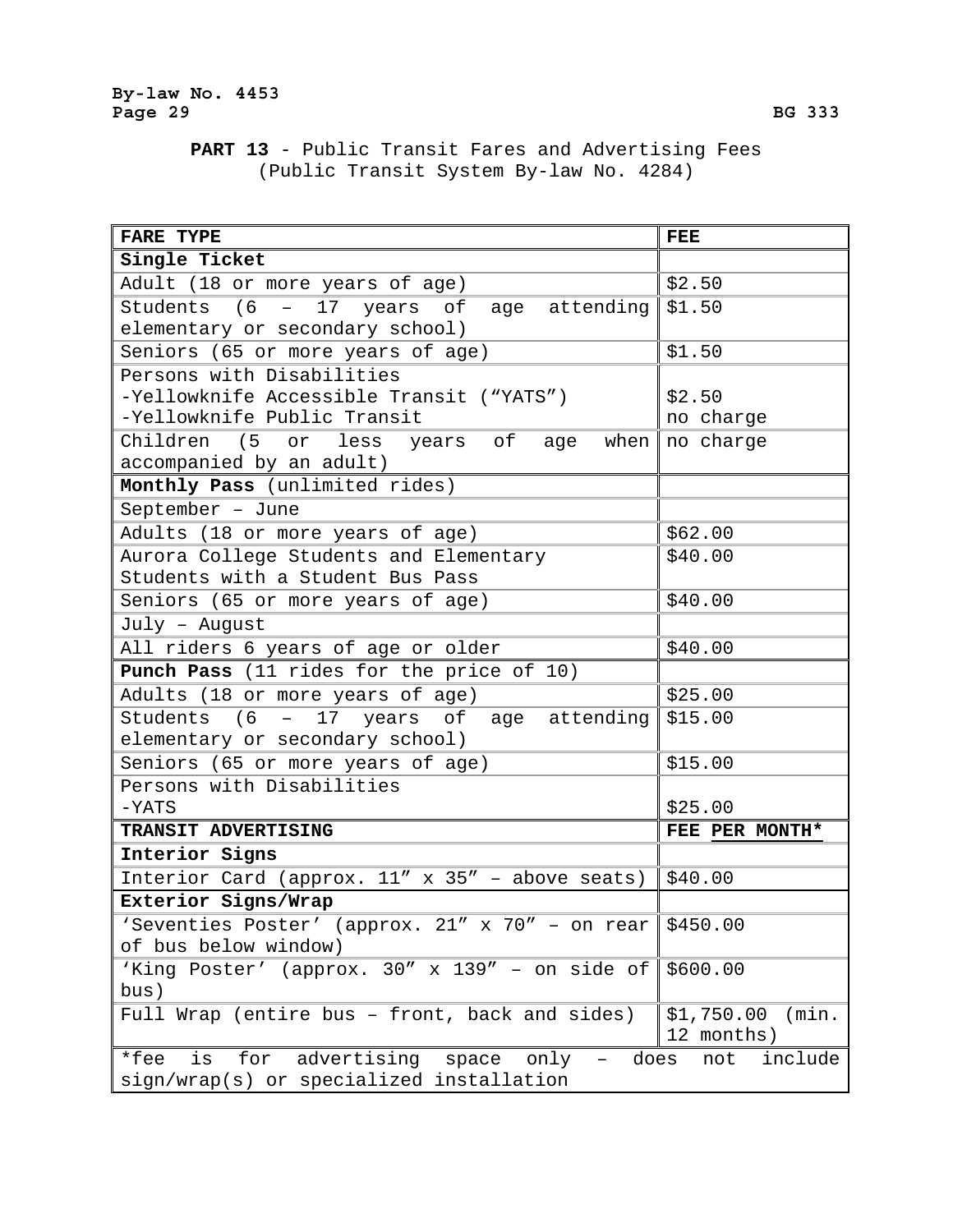**PART 13** - Public Transit Fares and Advertising Fees
(Public Transit System By-law No. 4284)

| FARE TYPE | FEE |
|---|---|
| **Single Ticket** | |
| Adult (18 or more years of age) | $2.50 |
| Students (6 – 17 years of age attending elementary or secondary school) | $1.50 |
| Seniors (65 or more years of age) | $1.50 |
| Persons with Disabilities<br>-Yellowknife Accessible Transit (“YATS”)<br>-Yellowknife Public Transit | <br>$2.50<br>no charge |
| Children (5 or less years of age when accompanied by an adult) | no charge |
| **Monthly Pass** (unlimited rides) | |
| September – June | |
| Adults (18 or more years of age) | $62.00 |
| Aurora College Students and Elementary Students with a Student Bus Pass | $40.00 |
| Seniors (65 or more years of age) | $40.00 |
| July – August | |
| All riders 6 years of age or older | $40.00 |
| **Punch Pass** (11 rides for the price of 10) | |
| Adults (18 or more years of age) | $25.00 |
| Students (6 – 17 years of age attending elementary or secondary school) | $15.00 |
| Seniors (65 or more years of age) | $15.00 |
| Persons with Disabilities<br>-YATS | <br>$25.00 |
| **TRANSIT ADVERTISING** | **FEE PER MONTH*** |
| **Interior Signs** | |
| Interior Card (approx. 11″ x 35″ – above seats) | $40.00 |
| **Exterior Signs/Wrap** | |
| ‘Seventies Poster’ (approx. 21″ x 70″ – on rear of bus below window) | $450.00 |
| ‘King Poster’ (approx. 30″ x 139″ – on side of bus) | $600.00 |
| Full Wrap (entire bus – front, back and sides) | $1,750.00 (min. 12 months) |
| *fee is for advertising space only – does not include sign/wrap(s) or specialized installation | |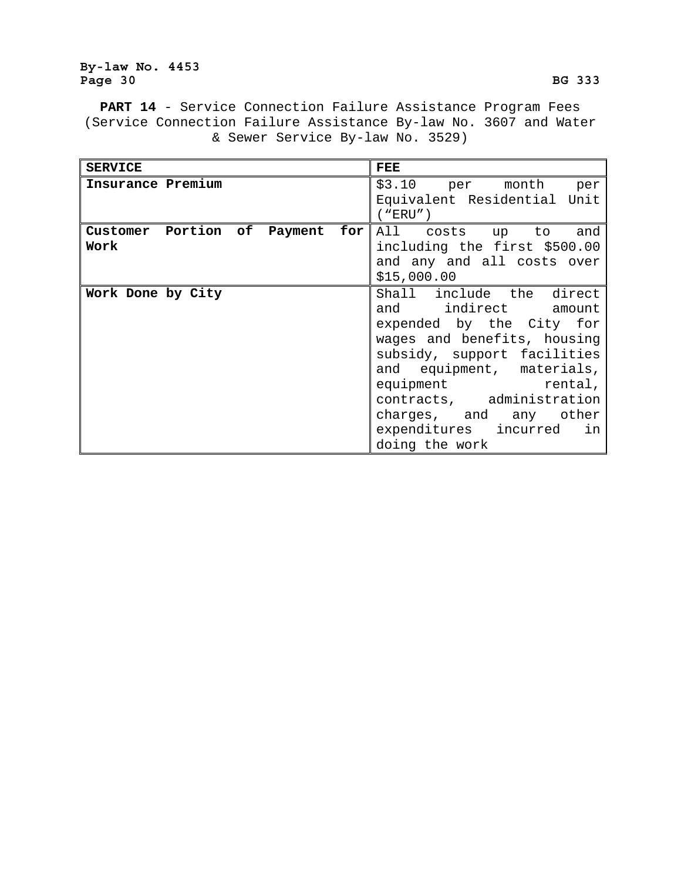**PART 14** - Service Connection Failure Assistance Program Fees (Service Connection Failure Assistance By-law No. 3607 and Water & Sewer Service By-law No. 3529)

| SERVICE | FEE |
|---|---|
| **Insurance Premium** | $3.10 per month per Equivalent Residential Unit (“ERU”) |
| **Customer Portion of Payment for Work** | All costs up to and including the first $500.00 and any and all costs over $15,000.00 |
| **Work Done by City** | Shall include the direct and indirect amount expended by the City for wages and benefits, housing subsidy, support facilities and equipment, materials, equipment rental, contracts, administration charges, and any other expenditures incurred in doing the work |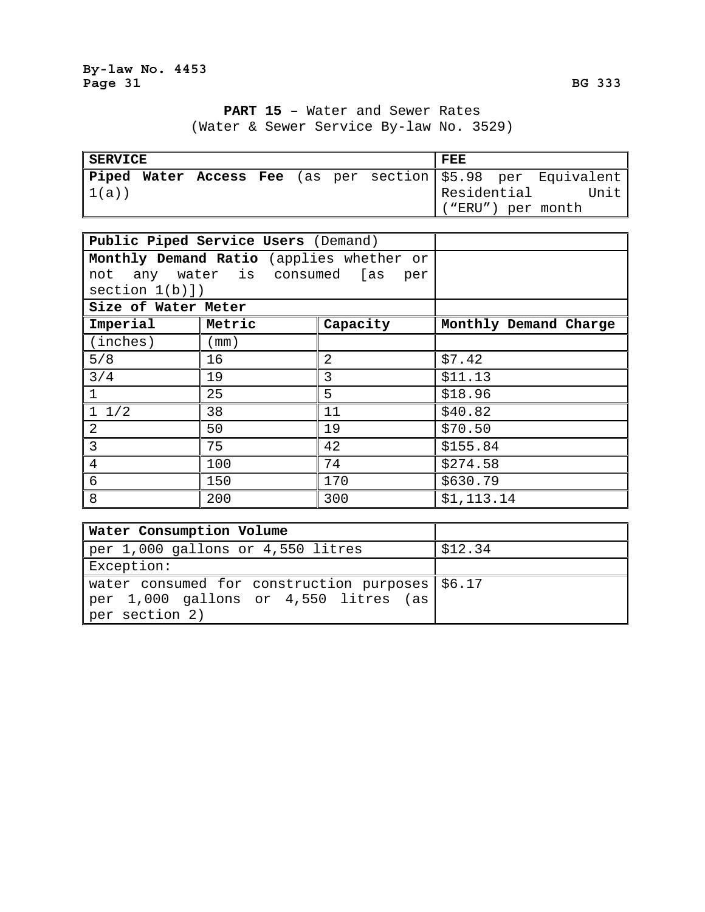**PART 15** – Water and Sewer Rates
(Water & Sewer Service By-law No. 3529)

| SERVICE | FEE |
|---|---|
| **Piped Water Access Fee** (as per section 1(a)) | $5.98 per Equivalent Residential Unit (“ERU”) per month |

| **Public Piped Service Users** (Demand) | | | |
|---|---|---|---|
| **Monthly Demand Ratio** (applies whether or not any water is consumed [as per section 1(b)]) | | | |
| **Size of Water Meter** | | | |
| **Imperial** | **Metric** | **Capacity** | **Monthly Demand Charge** |
| (inches) | (mm) | | |
| 5/8 | 16 | 2 | $7.42 |
| 3/4 | 19 | 3 | $11.13 |
| 1 | 25 | 5 | $18.96 |
| 1 1/2 | 38 | 11 | $40.82 |
| 2 | 50 | 19 | $70.50 |
| 3 | 75 | 42 | $155.84 |
| 4 | 100 | 74 | $274.58 |
| 6 | 150 | 170 | $630.79 |
| 8 | 200 | 300 | $1,113.14 |

| **Water Consumption Volume** | |
|---|---|
| per 1,000 gallons or 4,550 litres | $12.34 |
| Exception: | |
| water consumed for construction purposes per 1,000 gallons or 4,550 litres (as per section 2) | $6.17 |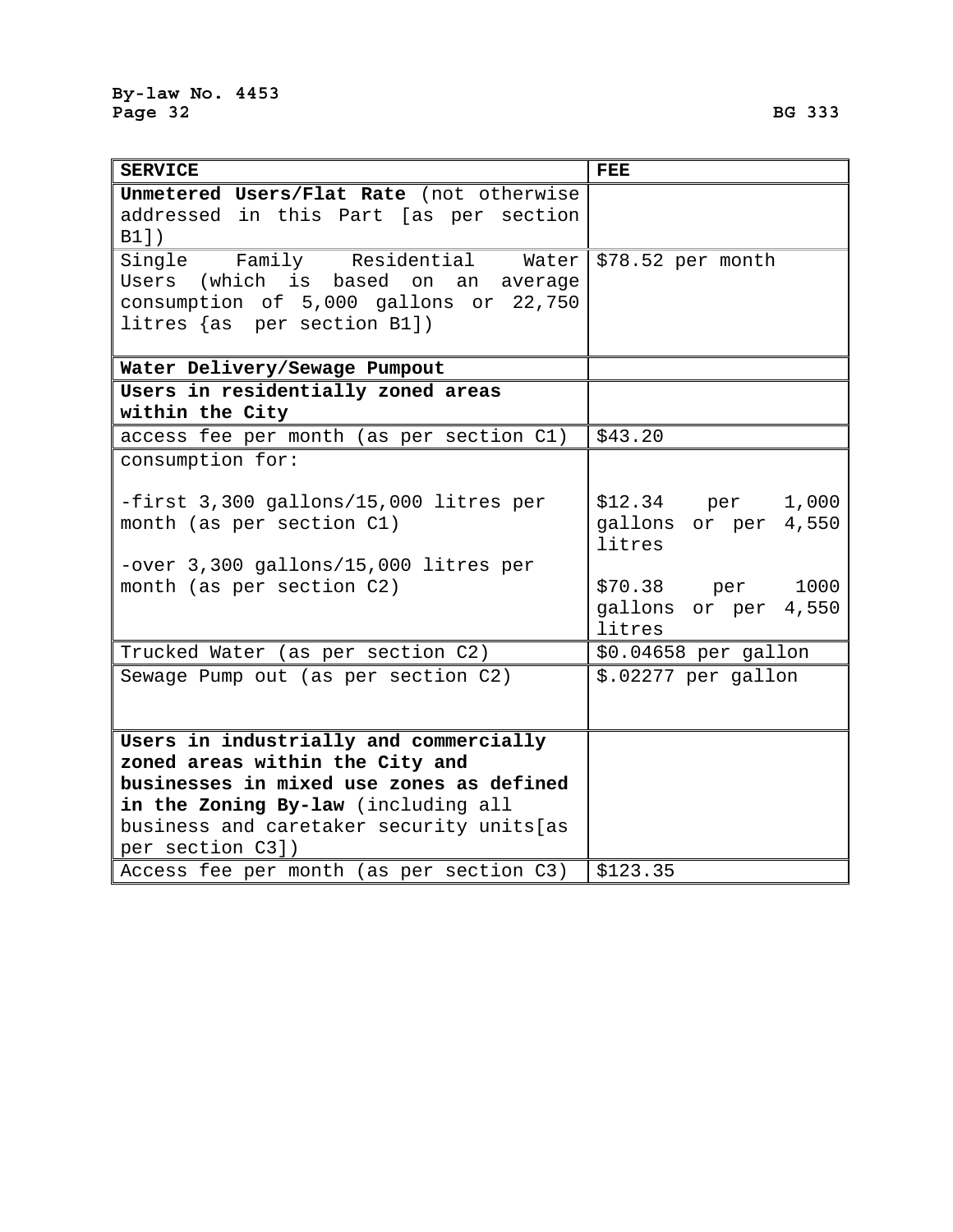| SERVICE | FEE |
|---|---|
| **Unmetered Users/Flat Rate** (not otherwise addressed in this Part [as per section B1]) | |
| Single Family Residential Water Users (which is based on an average consumption of 5,000 gallons or 22,750 litres {as per section B1]) | $78.52 per month |
| **Water Delivery/Sewage Pumpout** | |
| **Users in residentially zoned areas within the City** | |
| access fee per month (as per section C1) | $43.20 |
| consumption for:<br><br>-first 3,300 gallons/15,000 litres per month (as per section C1)<br><br>-over 3,300 gallons/15,000 litres per month (as per section C2) | <br><br>$12.34 per 1,000 gallons or per 4,550 litres<br><br>$70.38 per 1000 gallons or per 4,550 litres |
| Trucked Water (as per section C2) | $0.04658 per gallon |
| Sewage Pump out (as per section C2) | $.02277 per gallon |
| **Users in industrially and commercially zoned areas within the City and businesses in mixed use zones as defined in the Zoning By-law** (including all business and caretaker security units[as per section C3]) | |
| Access fee per month (as per section C3) | $123.35 |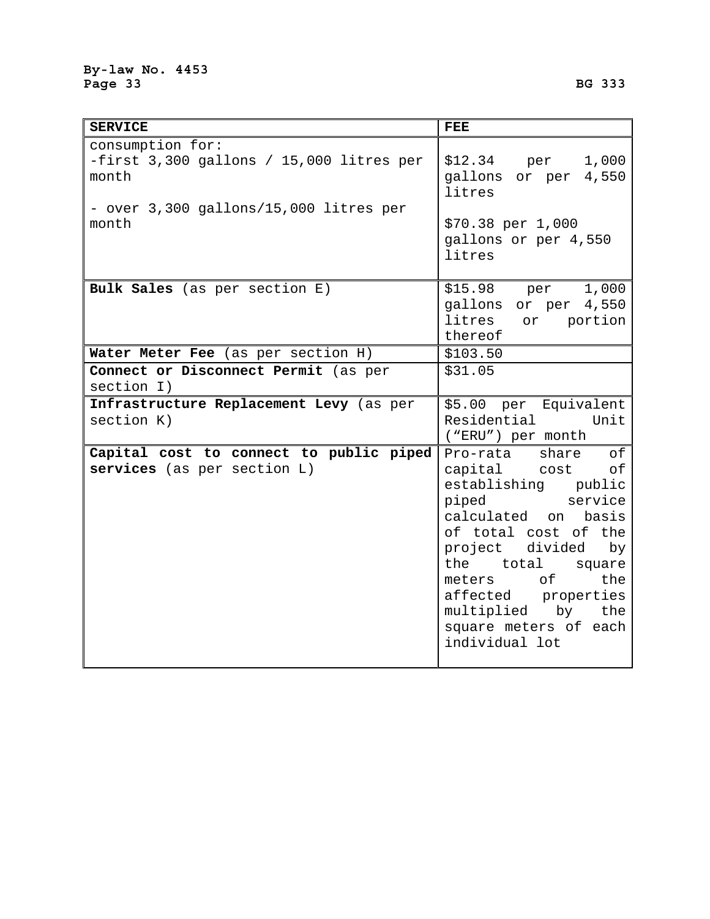| SERVICE | FEE |
|---|---|
| consumption for:<br>-first 3,300 gallons / 15,000 litres per month<br><br>- over 3,300 gallons/15,000 litres per month | <br>$12.34 per 1,000 gallons or per 4,550 litres<br><br>$70.38 per 1,000 gallons or per 4,550 litres |
| **Bulk Sales** (as per section E) | $15.98 per 1,000 gallons or per 4,550 litres or portion thereof |
| **Water Meter Fee** (as per section H) | $103.50 |
| **Connect or Disconnect Permit** (as per section I) | $31.05 |
| **Infrastructure Replacement Levy** (as per section K) | $5.00 per Equivalent Residential Unit ("ERU") per month |
| **Capital cost to connect to public piped services** (as per section L) | Pro-rata share of capital cost of establishing public piped service calculated on basis of total cost of the project divided by the total square meters of the affected properties multiplied by the square meters of each individual lot |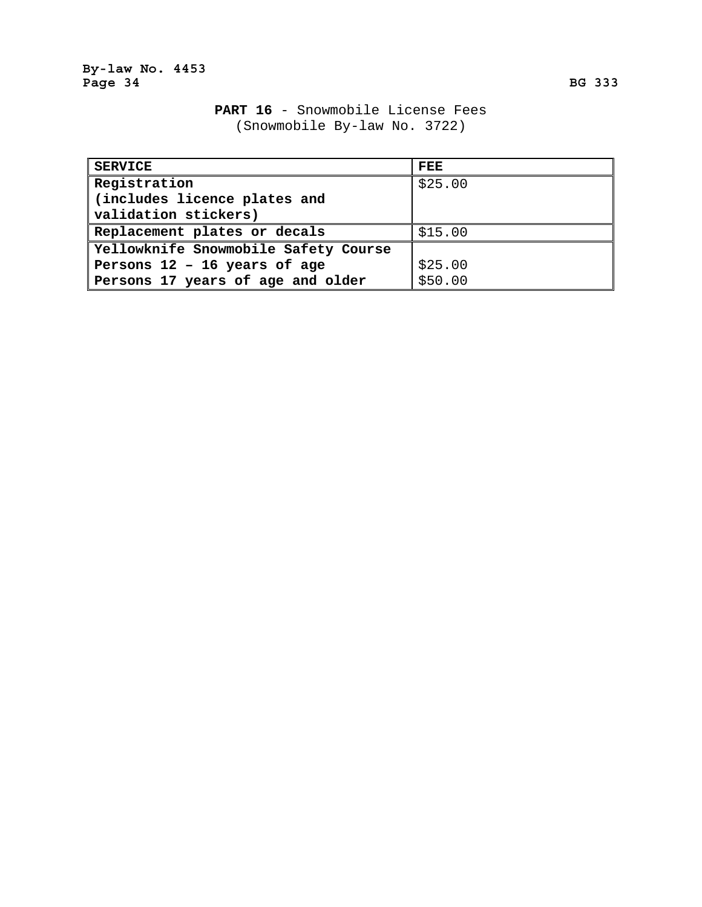## PART 16 - Snowmobile License Fees

(Snowmobile By-law No. 3722)

| SERVICE | FEE |
|---|---|
| Registration (includes licence plates and validation stickers) | $25.00 |
| Replacement plates or decals | $15.00 |
| Yellowknife Snowmobile Safety Course | |
| Persons 12 – 16 years of age | $25.00 |
| Persons 17 years of age and older | $50.00 |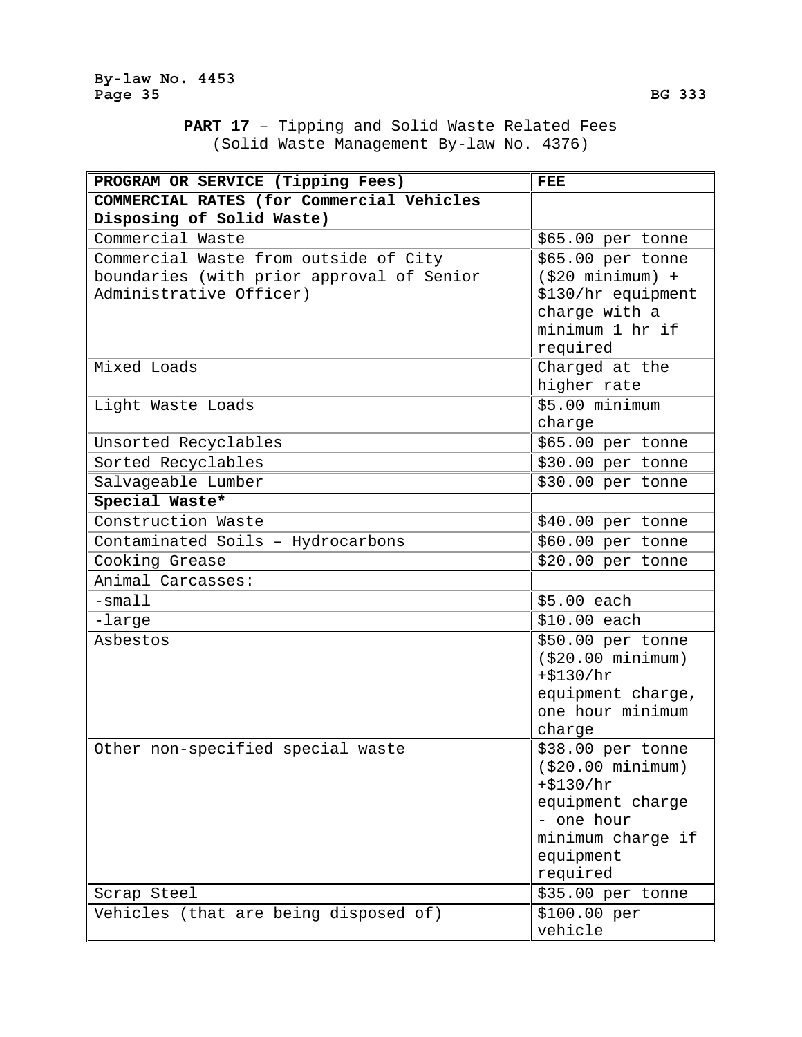**PART 17** – Tipping and Solid Waste Related Fees
(Solid Waste Management By-law No. 4376)

| PROGRAM OR SERVICE (Tipping Fees) | FEE |
|---|---|
| **COMMERCIAL RATES (for Commercial Vehicles Disposing of Solid Waste)** | |
| Commercial Waste | $65.00 per tonne |
| Commercial Waste from outside of City boundaries (with prior approval of Senior Administrative Officer) | $65.00 per tonne ($20 minimum) + $130/hr equipment charge with a minimum 1 hr if required |
| Mixed Loads | Charged at the higher rate |
| Light Waste Loads | $5.00 minimum charge |
| Unsorted Recyclables | $65.00 per tonne |
| Sorted Recyclables | $30.00 per tonne |
| Salvageable Lumber | $30.00 per tonne |
| **Special Waste*** | |
| Construction Waste | $40.00 per tonne |
| Contaminated Soils – Hydrocarbons | $60.00 per tonne |
| Cooking Grease | $20.00 per tonne |
| Animal Carcasses: | |
| -small | $5.00 each |
| -large | $10.00 each |
| Asbestos | $50.00 per tonne ($20.00 minimum) +$130/hr equipment charge, one hour minimum charge |
| Other non-specified special waste | $38.00 per tonne ($20.00 minimum) +$130/hr equipment charge - one hour minimum charge if equipment required |
| Scrap Steel | $35.00 per tonne |
| Vehicles (that are being disposed of) | $100.00 per vehicle |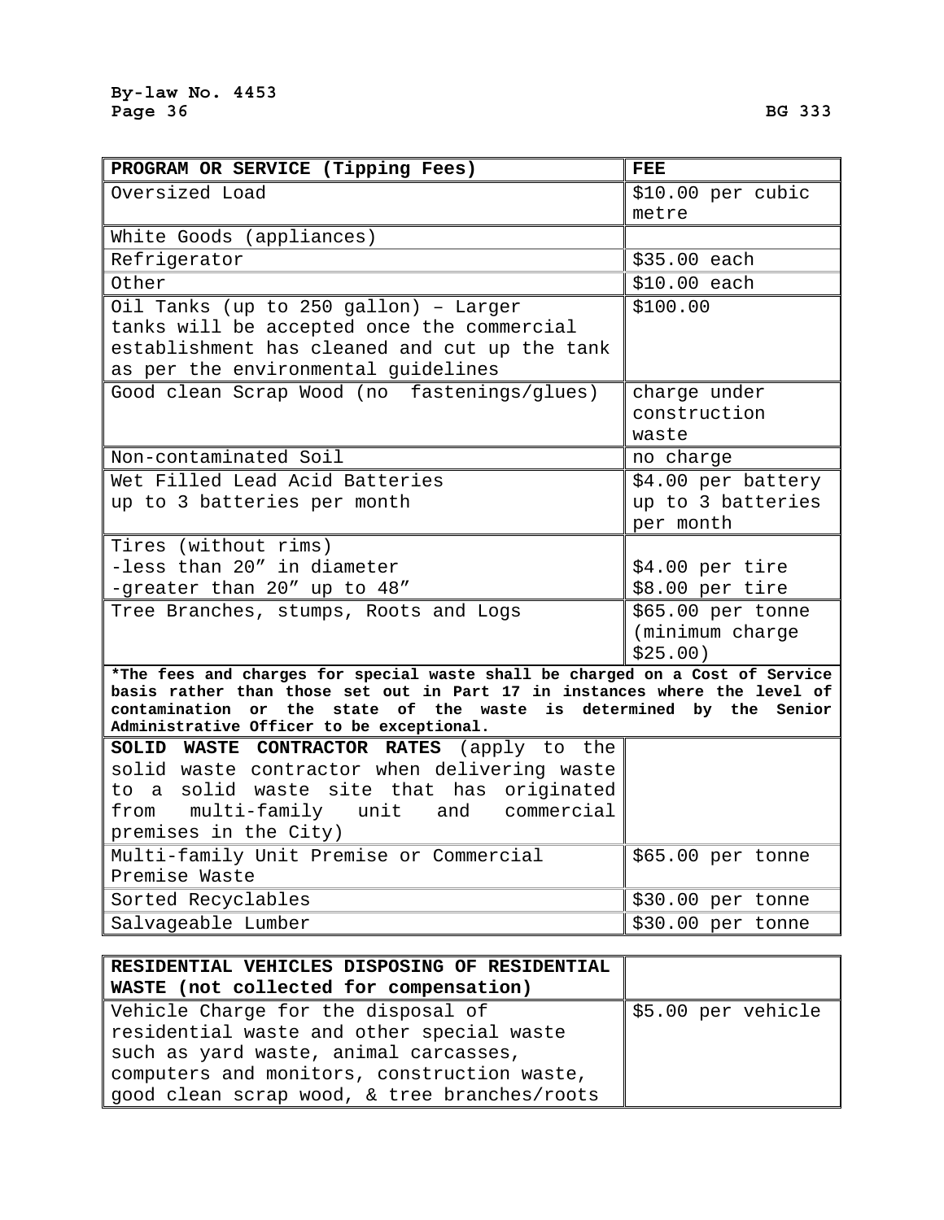| PROGRAM OR SERVICE (Tipping Fees) | FEE |
|---|---|
| Oversized Load | $10.00 per cubic metre |
| White Goods (appliances) | |
| Refrigerator | $35.00 each |
| Other | $10.00 each |
| Oil Tanks (up to 250 gallon) – Larger tanks will be accepted once the commercial establishment has cleaned and cut up the tank as per the environmental guidelines | $100.00 |
| Good clean Scrap Wood (no fastenings/glues) | charge under construction waste |
| Non-contaminated Soil | no charge |
| Wet Filled Lead Acid Batteries up to 3 batteries per month | $4.00 per battery up to 3 batteries per month |
| Tires (without rims)<br>-less than 20″ in diameter<br>-greater than 20″ up to 48″ | <br>$4.00 per tire<br>$8.00 per tire |
| Tree Branches, stumps, Roots and Logs | $65.00 per tonne (minimum charge $25.00) |
| ***The fees and charges for special waste shall be charged on a Cost of Service basis rather than those set out in Part 17 in instances where the level of contamination or the state of the waste is determined by the Senior Administrative Officer to be exceptional.** | |
| **SOLID WASTE CONTRACTOR RATES** (apply to the solid waste contractor when delivering waste to a solid waste site that has originated from multi-family unit and commercial premises in the City) | |
| Multi-family Unit Premise or Commercial Premise Waste | $65.00 per tonne |
| Sorted Recyclables | $30.00 per tonne |
| Salvageable Lumber | $30.00 per tonne |

| RESIDENTIAL VEHICLES DISPOSING OF RESIDENTIAL WASTE (not collected for compensation) | |
|---|---|
| Vehicle Charge for the disposal of residential waste and other special waste such as yard waste, animal carcasses, computers and monitors, construction waste, good clean scrap wood, & tree branches/roots | $5.00 per vehicle |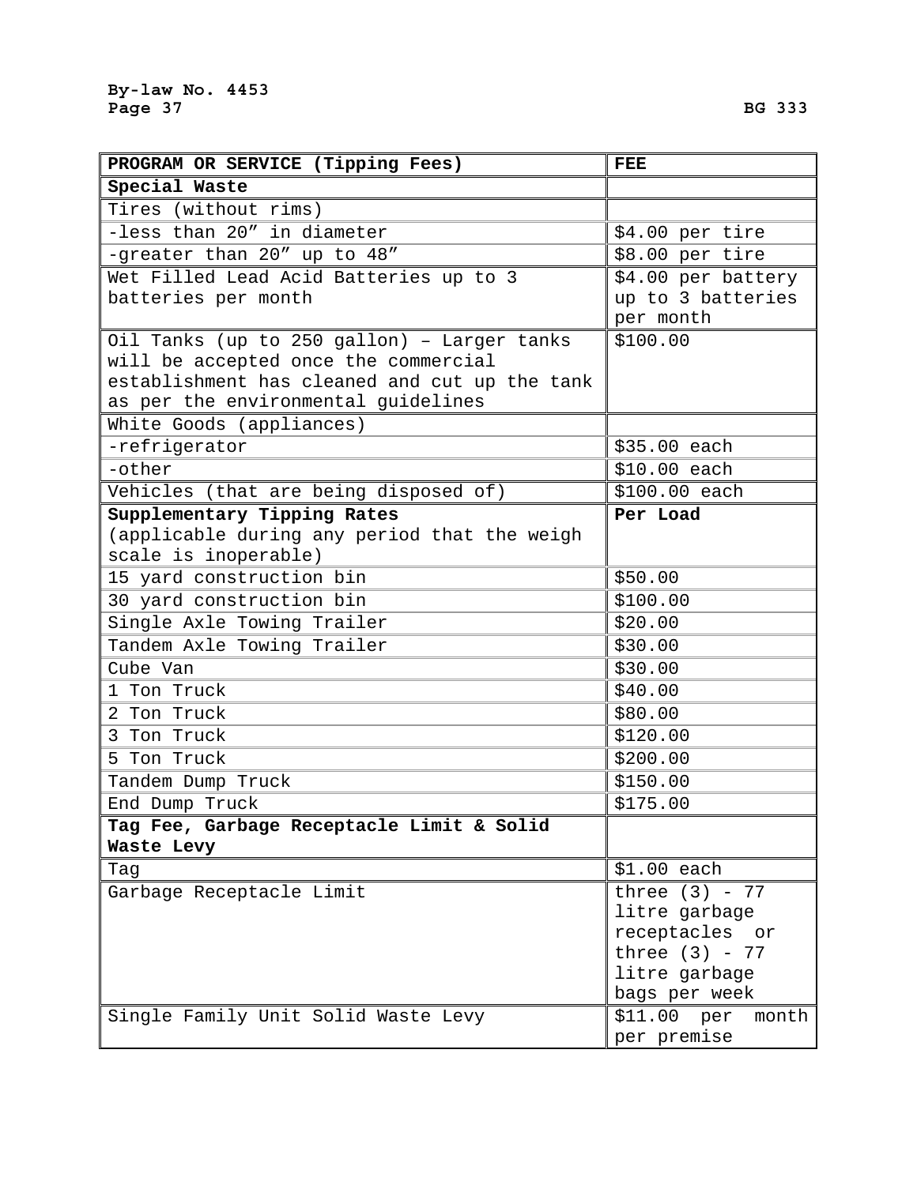| **PROGRAM OR SERVICE (Tipping Fees)** | **FEE** |
|---|---|
| **Special Waste** | |
| Tires (without rims) | |
| -less than 20” in diameter | $4.00 per tire |
| -greater than 20” up to 48” | $8.00 per tire |
| Wet Filled Lead Acid Batteries up to 3 batteries per month | $4.00 per battery up to 3 batteries per month |
| Oil Tanks (up to 250 gallon) – Larger tanks will be accepted once the commercial establishment has cleaned and cut up the tank as per the environmental guidelines | $100.00 |
| White Goods (appliances) | |
| -refrigerator | $35.00 each |
| -other | $10.00 each |
| Vehicles (that are being disposed of) | $100.00 each |
| **Supplementary Tipping Rates** (applicable during any period that the weigh scale is inoperable) | **Per Load** |
| 15 yard construction bin | $50.00 |
| 30 yard construction bin | $100.00 |
| Single Axle Towing Trailer | $20.00 |
| Tandem Axle Towing Trailer | $30.00 |
| Cube Van | $30.00 |
| 1 Ton Truck | $40.00 |
| 2 Ton Truck | $80.00 |
| 3 Ton Truck | $120.00 |
| 5 Ton Truck | $200.00 |
| Tandem Dump Truck | $150.00 |
| End Dump Truck | $175.00 |
| **Tag Fee, Garbage Receptacle Limit & Solid Waste Levy** | |
| Tag | $1.00 each |
| Garbage Receptacle Limit | three (3) - 77 litre garbage receptacles or three (3) - 77 litre garbage bags per week |
| Single Family Unit Solid Waste Levy | $11.00 per month per premise |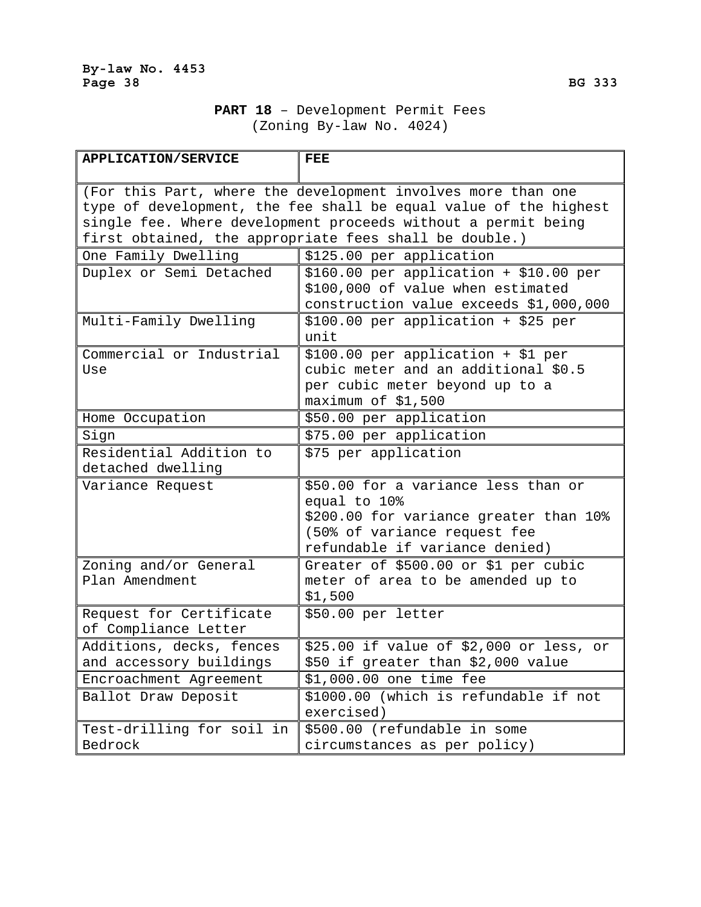**PART 18** – Development Permit Fees
(Zoning By-law No. 4024)

| APPLICATION/SERVICE | FEE |
|---|---|
| (For this Part, where the development involves more than one type of development, the fee shall be equal value of the highest single fee. Where development proceeds without a permit being first obtained, the appropriate fees shall be double.) | |
| One Family Dwelling | $125.00 per application |
| Duplex or Semi Detached | $160.00 per application + $10.00 per $100,000 of value when estimated construction value exceeds $1,000,000 |
| Multi-Family Dwelling | $100.00 per application + $25 per unit |
| Commercial or Industrial Use | $100.00 per application + $1 per cubic meter and an additional $0.5 per cubic meter beyond up to a maximum of $1,500 |
| Home Occupation | $50.00 per application |
| Sign | $75.00 per application |
| Residential Addition to detached dwelling | $75 per application |
| Variance Request | $50.00 for a variance less than or equal to 10%<br>$200.00 for variance greater than 10%<br>(50% of variance request fee refundable if variance denied) |
| Zoning and/or General Plan Amendment | Greater of $500.00 or $1 per cubic meter of area to be amended up to $1,500 |
| Request for Certificate of Compliance Letter | $50.00 per letter |
| Additions, decks, fences and accessory buildings | $25.00 if value of $2,000 or less, or $50 if greater than $2,000 value |
| Encroachment Agreement | $1,000.00 one time fee |
| Ballot Draw Deposit | $1000.00 (which is refundable if not exercised) |
| Test-drilling for soil in Bedrock | $500.00 (refundable in some circumstances as per policy) |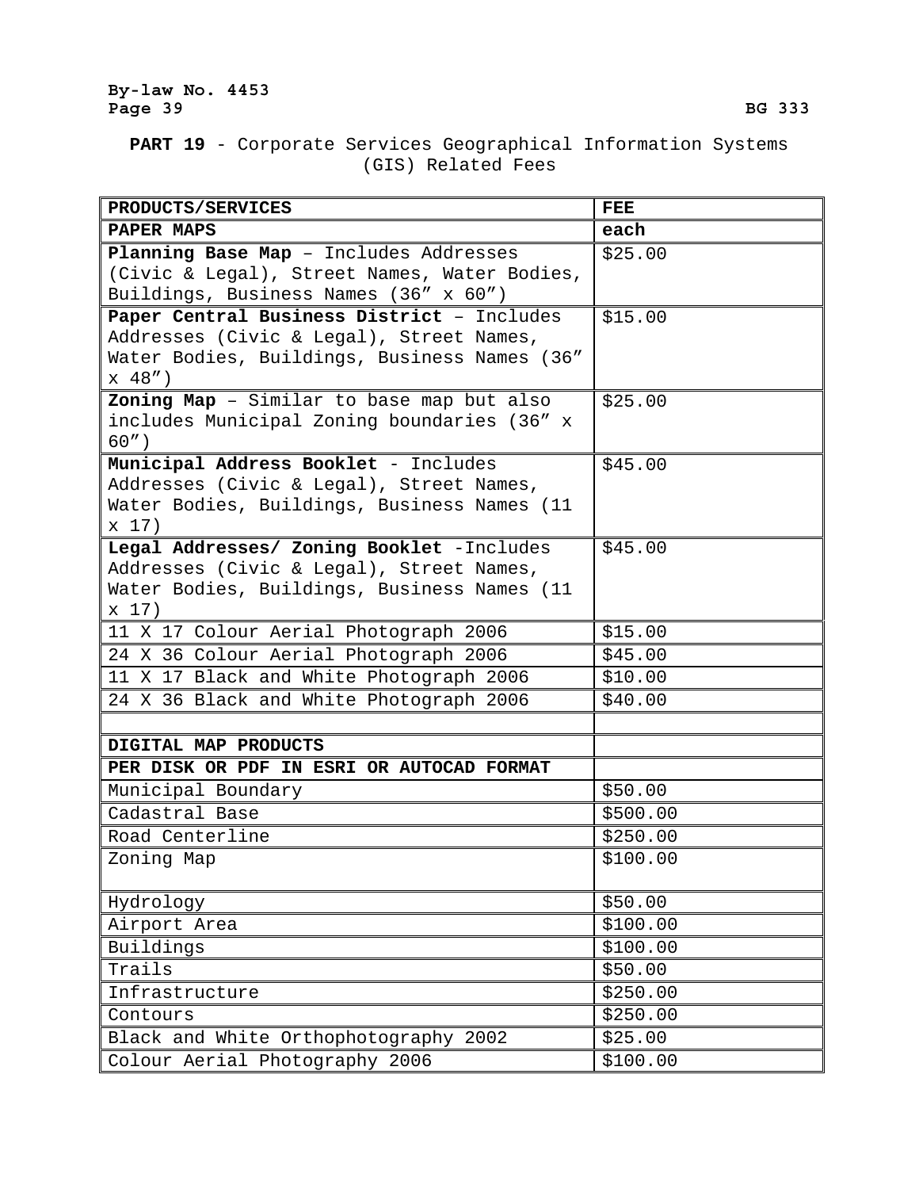**PART 19** - Corporate Services Geographical Information Systems (GIS) Related Fees

| PRODUCTS/SERVICES | FEE |
|---|---|
| **PAPER MAPS** | **each** |
| **Planning Base Map** – Includes Addresses (Civic & Legal), Street Names, Water Bodies, Buildings, Business Names (36″ x 60″) | \$25.00 |
| **Paper Central Business District** – Includes Addresses (Civic & Legal), Street Names, Water Bodies, Buildings, Business Names (36″ x 48″) | \$15.00 |
| **Zoning Map** – Similar to base map but also includes Municipal Zoning boundaries (36″ x 60″) | \$25.00 |
| **Municipal Address Booklet** - Includes Addresses (Civic & Legal), Street Names, Water Bodies, Buildings, Business Names (11 x 17) | \$45.00 |
| **Legal Addresses/ Zoning Booklet** -Includes Addresses (Civic & Legal), Street Names, Water Bodies, Buildings, Business Names (11 x 17) | \$45.00 |
| 11 X 17 Colour Aerial Photograph 2006 | \$15.00 |
| 24 X 36 Colour Aerial Photograph 2006 | \$45.00 |
| 11 X 17 Black and White Photograph 2006 | \$10.00 |
| 24 X 36 Black and White Photograph 2006 | \$40.00 |
| | |
| **DIGITAL MAP PRODUCTS** | |
| **PER DISK OR PDF IN ESRI OR AUTOCAD FORMAT** | |
| Municipal Boundary | \$50.00 |
| Cadastral Base | \$500.00 |
| Road Centerline | \$250.00 |
| Zoning Map | \$100.00 |
| Hydrology | \$50.00 |
| Airport Area | \$100.00 |
| Buildings | \$100.00 |
| Trails | \$50.00 |
| Infrastructure | \$250.00 |
| Contours | \$250.00 |
| Black and White Orthophotography 2002 | \$25.00 |
| Colour Aerial Photography 2006 | \$100.00 |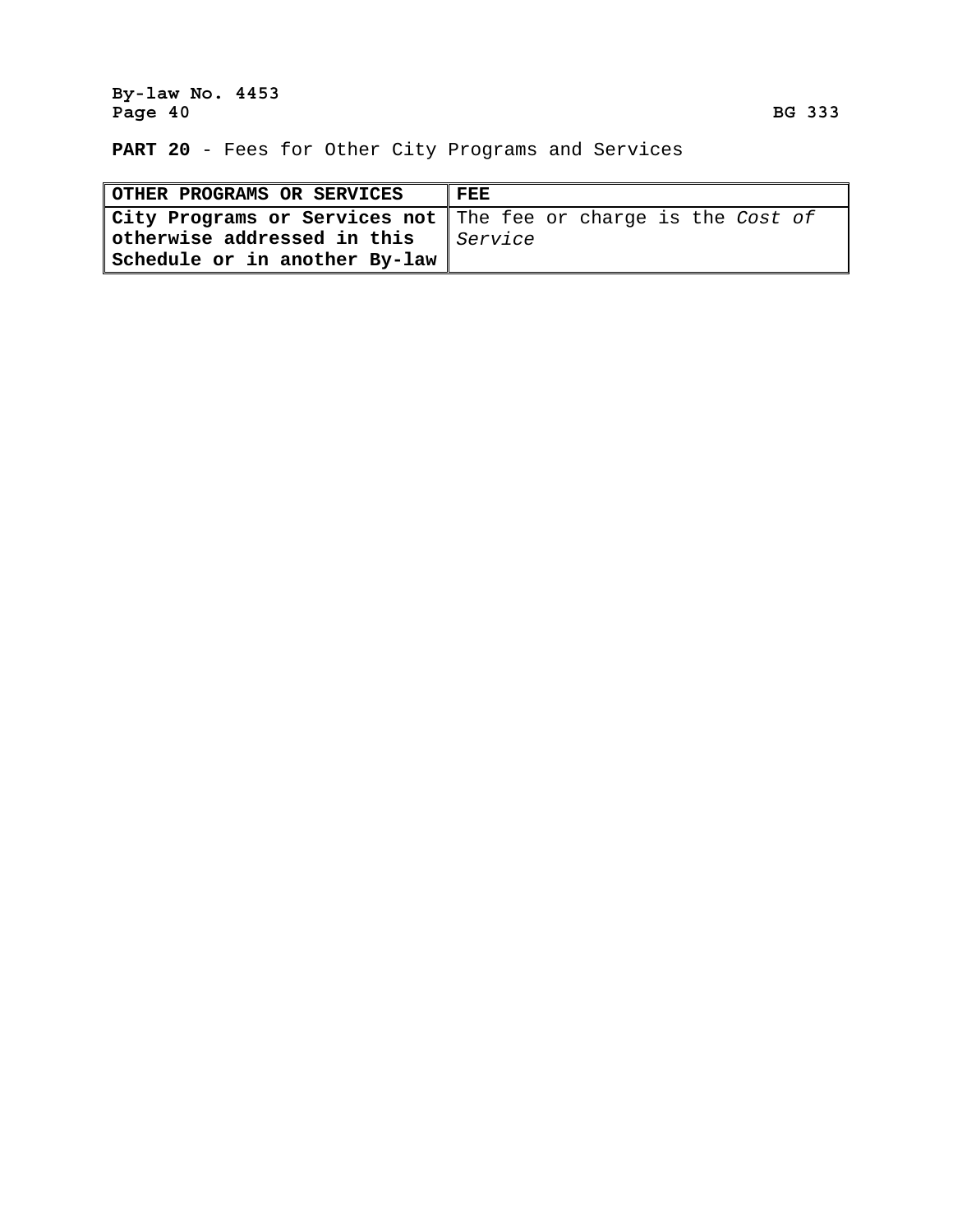**PART 20** - Fees for Other City Programs and Services

| OTHER PROGRAMS OR SERVICES | FEE |
|---|---|
| **City Programs or Services not otherwise addressed in this Schedule or in another By-law** | The fee or charge is the *Cost of Service* |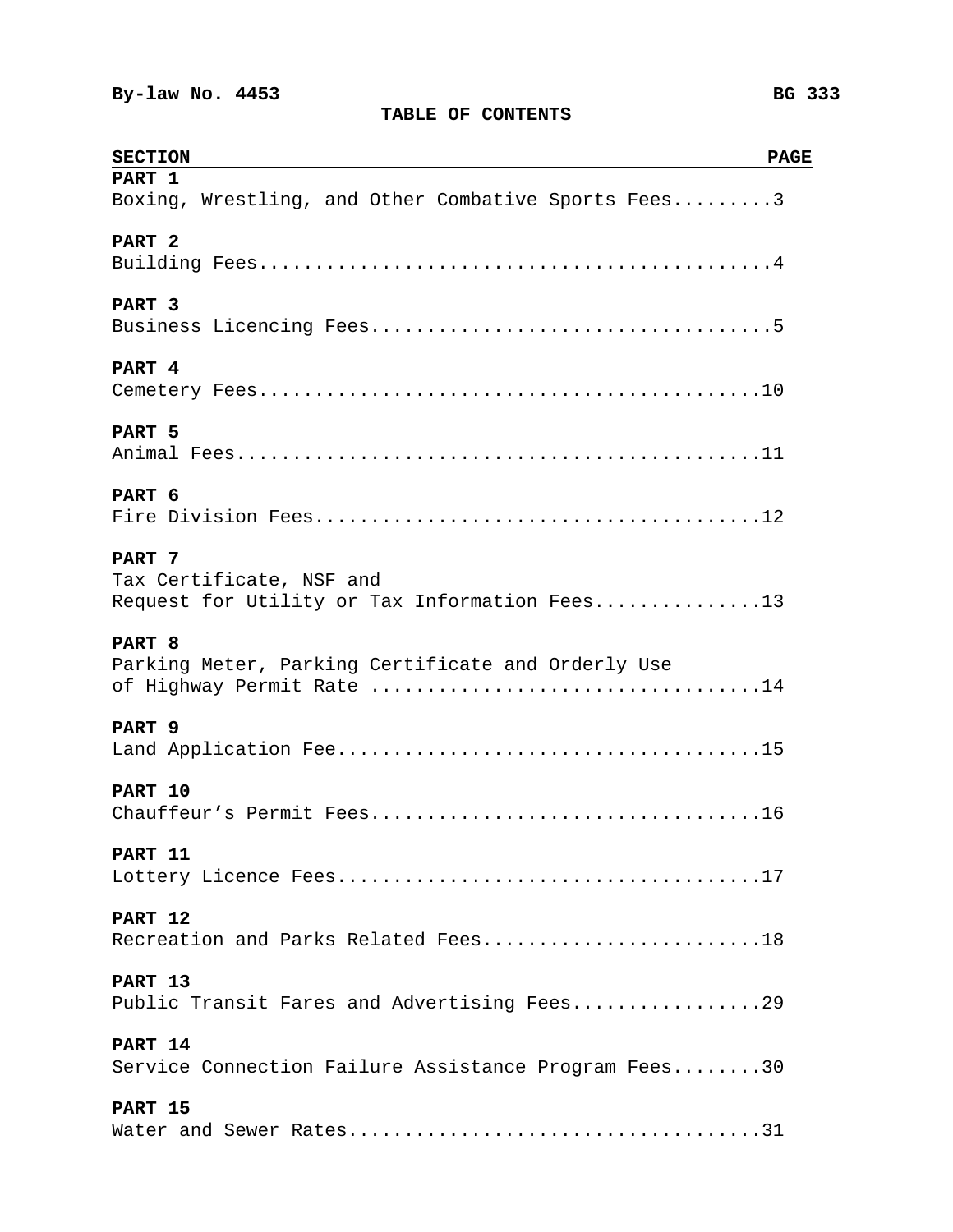**By-law No. 4453** **BG 333**

# TABLE OF CONTENTS

| SECTION | PAGE |
| --- | --- |
| **PART 1**<br>Boxing, Wrestling, and Other Combative Sports Fees | 3 |
| **PART 2**<br>Building Fees | 4 |
| **PART 3**<br>Business Licencing Fees | 5 |
| **PART 4**<br>Cemetery Fees | 10 |
| **PART 5**<br>Animal Fees | 11 |
| **PART 6**<br>Fire Division Fees | 12 |
| **PART 7**<br>Tax Certificate, NSF and<br>Request for Utility or Tax Information Fees | 13 |
| **PART 8**<br>Parking Meter, Parking Certificate and Orderly Use<br>of Highway Permit Rate | 14 |
| **PART 9**<br>Land Application Fee | 15 |
| **PART 10**<br>Chauffeur's Permit Fees | 16 |
| **PART 11**<br>Lottery Licence Fees | 17 |
| **PART 12**<br>Recreation and Parks Related Fees | 18 |
| **PART 13**<br>Public Transit Fares and Advertising Fees | 29 |
| **PART 14**<br>Service Connection Failure Assistance Program Fees | 30 |
| **PART 15**<br>Water and Sewer Rates | 31 |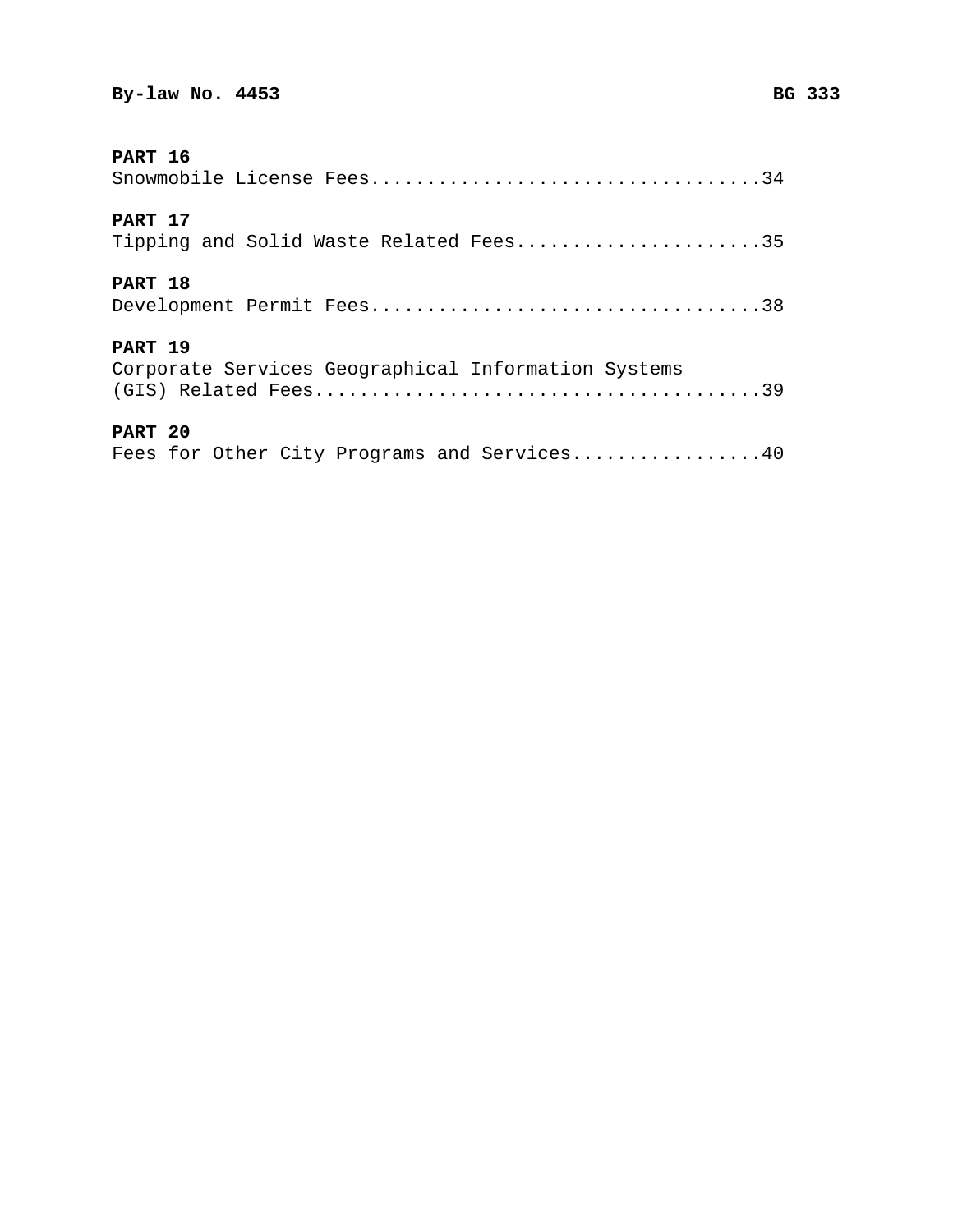**PART 16**
Snowmobile License Fees...................................34

**PART 17**
Tipping and Solid Waste Related Fees......................35

**PART 18**
Development Permit Fees...................................38

**PART 19**
Corporate Services Geographical Information Systems
(GIS) Related Fees........................................39

**PART 20**
Fees for Other City Programs and Services.................40